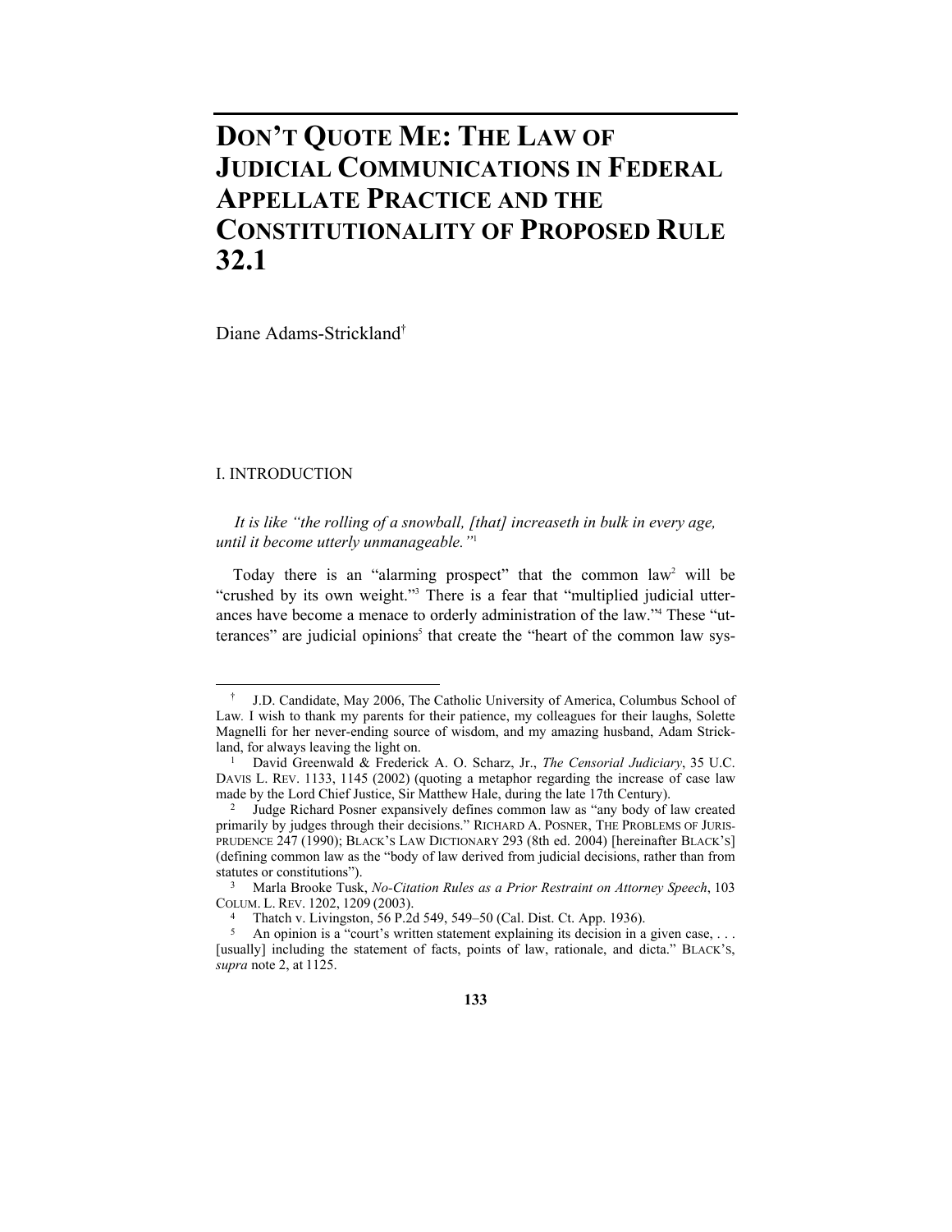# DON'T QUOTE ME: THE LAW OF JUDICIAL COMMUNICATIONS IN FEDERAL APPELLATE PRACTICE AND THE CONSTITUTIONALITY OF PROPOSED RULE 32.1

Diane Adams-Strickland[†]

## I. INTRODUCTION

*It is like "the rolling of a snowball, [that] increaseth in bulk in every age, until it become utterly unmanageable."*[1]

Today there is an "alarming prospect" that the common law[2] will be "crushed by its own weight."[3] There is a fear that "multiplied judicial utterances have become a menace to orderly administration of the law."[4] These "utterances" are judicial opinions[5] that create the "heart of the common law sys-

---

[†] J.D. Candidate, May 2006, The Catholic University of America, Columbus School of Law. I wish to thank my parents for their patience, my colleagues for their laughs, Solette Magnelli for her never-ending source of wisdom, and my amazing husband, Adam Strickland, for always leaving the light on.

[1] David Greenwald & Frederick A. O. Scharz, Jr., *The Censorial Judiciary*, 35 U.C. DAVIS L. REV. 1133, 1145 (2002) (quoting a metaphor regarding the increase of case law made by the Lord Chief Justice, Sir Matthew Hale, during the late 17th Century).

[2] Judge Richard Posner expansively defines common law as "any body of law created primarily by judges through their decisions." RICHARD A. POSNER, THE PROBLEMS OF JURISPRUDENCE 247 (1990); BLACK'S LAW DICTIONARY 293 (8th ed. 2004) [hereinafter BLACK'S] (defining common law as the "body of law derived from judicial decisions, rather than from statutes or constitutions").

[3] Marla Brooke Tusk, *No-Citation Rules as a Prior Restraint on Attorney Speech*, 103 COLUM. L. REV. 1202, 1209 (2003).

[4] Thatch v. Livingston, 56 P.2d 549, 549–50 (Cal. Dist. Ct. App. 1936).

[5] An opinion is a "court's written statement explaining its decision in a given case, . . . [usually] including the statement of facts, points of law, rationale, and dicta." BLACK'S, *supra* note 2, at 1125.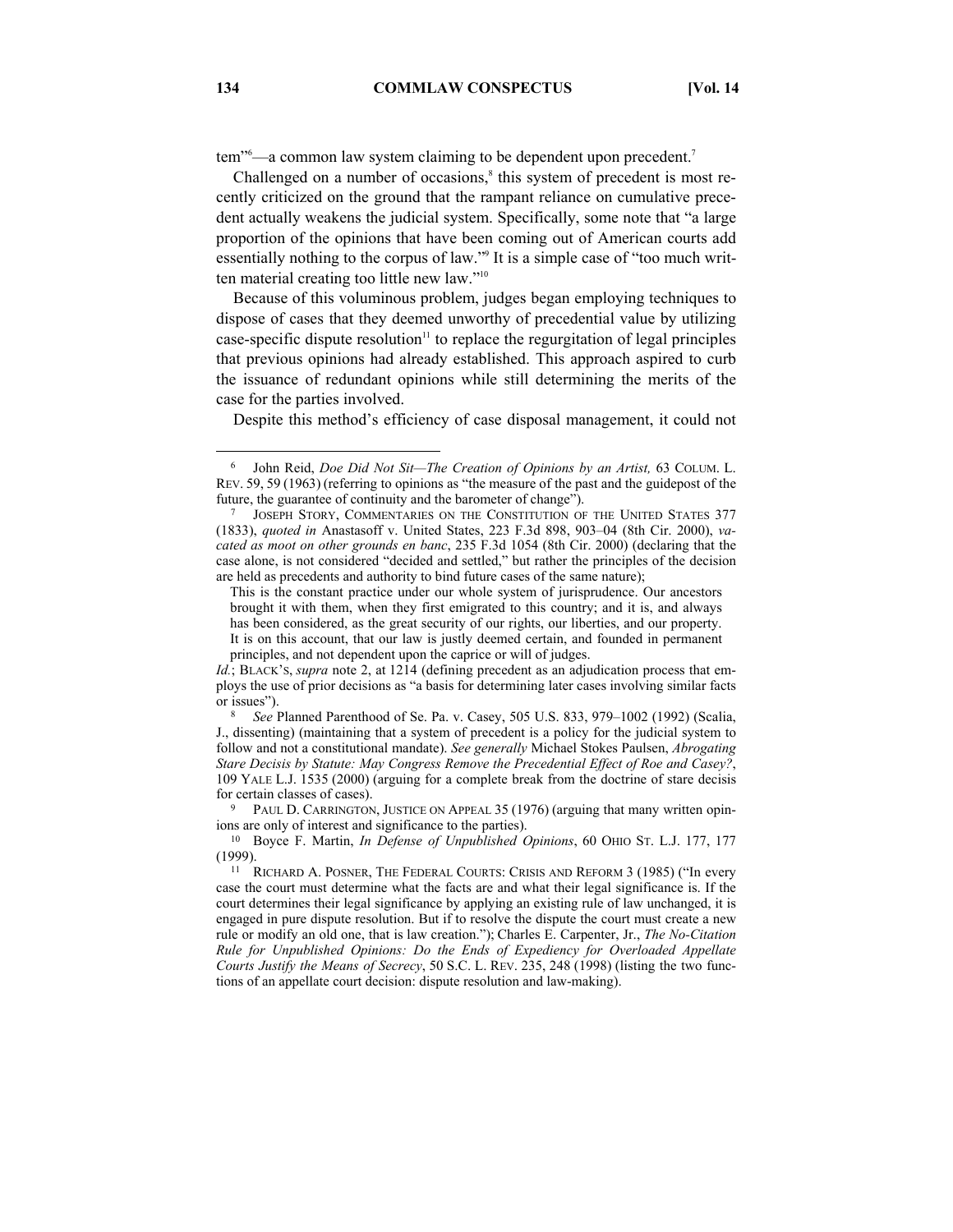tem"[6]—a common law system claiming to be dependent upon precedent.[7]

Challenged on a number of occasions,[8] this system of precedent is most recently criticized on the ground that the rampant reliance on cumulative precedent actually weakens the judicial system. Specifically, some note that "a large proportion of the opinions that have been coming out of American courts add essentially nothing to the corpus of law."[9] It is a simple case of "too much written material creating too little new law."[10]

Because of this voluminous problem, judges began employing techniques to dispose of cases that they deemed unworthy of precedential value by utilizing case-specific dispute resolution[11] to replace the regurgitation of legal principles that previous opinions had already established. This approach aspired to curb the issuance of redundant opinions while still determining the merits of the case for the parties involved.

Despite this method's efficiency of case disposal management, it could not

---

[6] John Reid, *Doe Did Not Sit—The Creation of Opinions by an Artist,* 63 COLUM. L. REV. 59, 59 (1963) (referring to opinions as "the measure of the past and the guidepost of the future, the guarantee of continuity and the barometer of change").

[7] JOSEPH STORY, COMMENTARIES ON THE CONSTITUTION OF THE UNITED STATES 377 (1833), *quoted in* Anastasoff v. United States, 223 F.3d 898, 903–04 (8th Cir. 2000), *vacated as moot on other grounds en banc*, 235 F.3d 1054 (8th Cir. 2000) (declaring that the case alone, is not considered "decided and settled," but rather the principles of the decision are held as precedents and authority to bind future cases of the same nature);

> This is the constant practice under our whole system of jurisprudence. Our ancestors brought it with them, when they first emigrated to this country; and it is, and always has been considered, as the great security of our rights, our liberties, and our property. It is on this account, that our law is justly deemed certain, and founded in permanent principles, and not dependent upon the caprice or will of judges.

*Id.*; BLACK'S, *supra* note 2, at 1214 (defining precedent as an adjudication process that employs the use of prior decisions as "a basis for determining later cases involving similar facts or issues").

[8] *See* Planned Parenthood of Se. Pa. v. Casey, 505 U.S. 833, 979–1002 (1992) (Scalia, J., dissenting) (maintaining that a system of precedent is a policy for the judicial system to follow and not a constitutional mandate). *See generally* Michael Stokes Paulsen, *Abrogating Stare Decisis by Statute: May Congress Remove the Precedential Effect of Roe and Casey?*, 109 YALE L.J. 1535 (2000) (arguing for a complete break from the doctrine of stare decisis for certain classes of cases).

[9] PAUL D. CARRINGTON, JUSTICE ON APPEAL 35 (1976) (arguing that many written opinions are only of interest and significance to the parties).

[10] Boyce F. Martin, *In Defense of Unpublished Opinions*, 60 OHIO ST. L.J. 177, 177 (1999).

[11] RICHARD A. POSNER, THE FEDERAL COURTS: CRISIS AND REFORM 3 (1985) ("In every case the court must determine what the facts are and what their legal significance is. If the court determines their legal significance by applying an existing rule of law unchanged, it is engaged in pure dispute resolution. But if to resolve the dispute the court must create a new rule or modify an old one, that is law creation."); Charles E. Carpenter, Jr., *The No-Citation Rule for Unpublished Opinions: Do the Ends of Expediency for Overloaded Appellate Courts Justify the Means of Secrecy*, 50 S.C. L. REV. 235, 248 (1998) (listing the two functions of an appellate court decision: dispute resolution and law-making).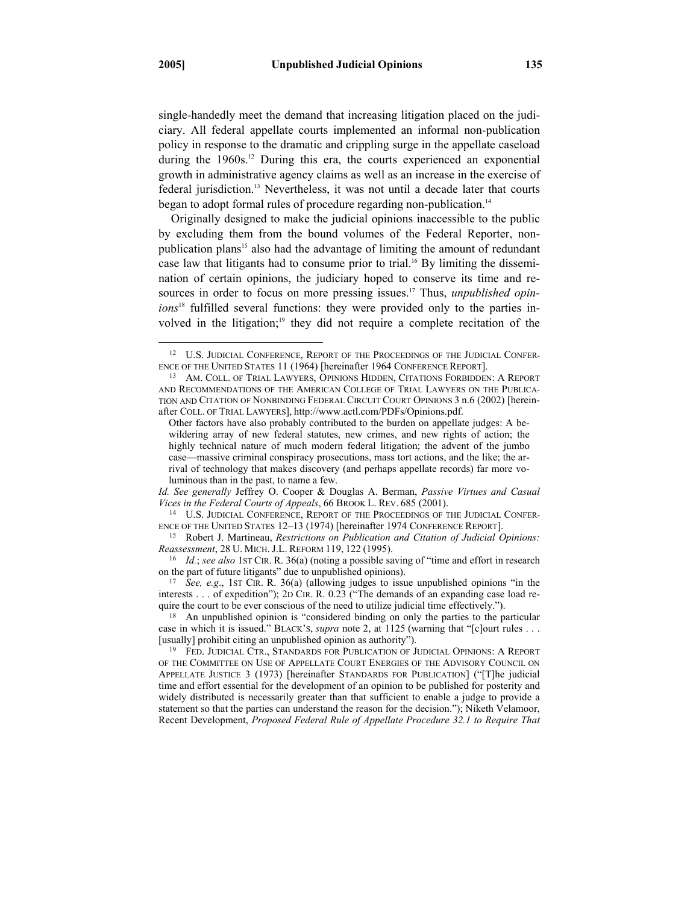single-handedly meet the demand that increasing litigation placed on the judiciary. All federal appellate courts implemented an informal non-publication policy in response to the dramatic and crippling surge in the appellate caseload during the 1960s.[12] During this era, the courts experienced an exponential growth in administrative agency claims as well as an increase in the exercise of federal jurisdiction.[13] Nevertheless, it was not until a decade later that courts began to adopt formal rules of procedure regarding non-publication.[14]

Originally designed to make the judicial opinions inaccessible to the public by excluding them from the bound volumes of the Federal Reporter, non-publication plans[15] also had the advantage of limiting the amount of redundant case law that litigants had to consume prior to trial.[16] By limiting the dissemination of certain opinions, the judiciary hoped to conserve its time and resources in order to focus on more pressing issues.[17] Thus, *unpublished opinions*[18] fulfilled several functions: they were provided only to the parties involved in the litigation;[19] they did not require a complete recitation of the

---

[12] U.S. JUDICIAL CONFERENCE, REPORT OF THE PROCEEDINGS OF THE JUDICIAL CONFERENCE OF THE UNITED STATES 11 (1964) [hereinafter 1964 CONFERENCE REPORT].

[13] AM. COLL. OF TRIAL LAWYERS, OPINIONS HIDDEN, CITATIONS FORBIDDEN: A REPORT AND RECOMMENDATIONS OF THE AMERICAN COLLEGE OF TRIAL LAWYERS ON THE PUBLICATION AND CITATION OF NONBINDING FEDERAL CIRCUIT COURT OPINIONS 3 n.6 (2002) [hereinafter COLL. OF TRIAL LAWYERS], http://www.actl.com/PDFs/Opinions.pdf.

> Other factors have also probably contributed to the burden on appellate judges: A bewildering array of new federal statutes, new crimes, and new rights of action; the highly technical nature of much modern federal litigation; the advent of the jumbo case—massive criminal conspiracy prosecutions, mass tort actions, and the like; the arrival of technology that makes discovery (and perhaps appellate records) far more voluminous than in the past, to name a few.

*Id. See generally* Jeffrey O. Cooper & Douglas A. Berman, *Passive Virtues and Casual Vices in the Federal Courts of Appeals*, 66 BROOK L. REV. 685 (2001).

[14] U.S. JUDICIAL CONFERENCE, REPORT OF THE PROCEEDINGS OF THE JUDICIAL CONFERENCE OF THE UNITED STATES 12–13 (1974) [hereinafter 1974 CONFERENCE REPORT].

[15] Robert J. Martineau, *Restrictions on Publication and Citation of Judicial Opinions: Reassessment*, 28 U. MICH. J.L. REFORM 119, 122 (1995).

[16] *Id.*; *see also* 1ST CIR. R. 36(a) (noting a possible saving of "time and effort in research on the part of future litigants" due to unpublished opinions).

[17] *See, e.g.*, 1ST CIR. R. 36(a) (allowing judges to issue unpublished opinions "in the interests . . . of expedition"); 2D CIR. R. 0.23 ("The demands of an expanding case load require the court to be ever conscious of the need to utilize judicial time effectively.").

[18] An unpublished opinion is "considered binding on only the parties to the particular case in which it is issued." BLACK'S, *supra* note 2, at 1125 (warning that "[c]ourt rules . . . [usually] prohibit citing an unpublished opinion as authority").

[19] FED. JUDICIAL CTR., STANDARDS FOR PUBLICATION OF JUDICIAL OPINIONS: A REPORT OF THE COMMITTEE ON USE OF APPELLATE COURT ENERGIES OF THE ADVISORY COUNCIL ON APPELLATE JUSTICE 3 (1973) [hereinafter STANDARDS FOR PUBLICATION] ("[T]he judicial time and effort essential for the development of an opinion to be published for posterity and widely distributed is necessarily greater than that sufficient to enable a judge to provide a statement so that the parties can understand the reason for the decision."); Niketh Velamoor, Recent Development, *Proposed Federal Rule of Appellate Procedure 32.1 to Require That*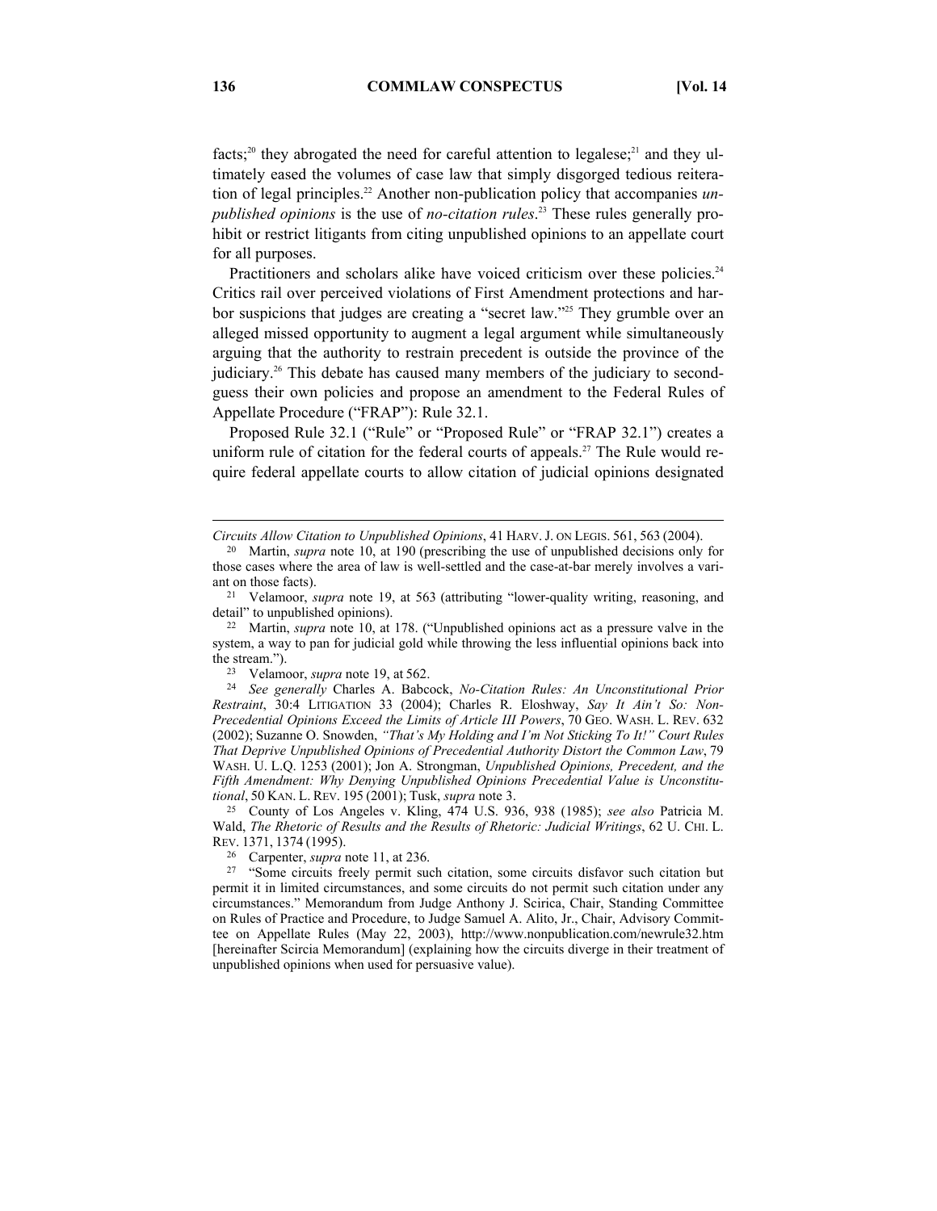facts;[20] they abrogated the need for careful attention to legalese;[21] and they ultimately eased the volumes of case law that simply disgorged tedious reiteration of legal principles.[22] Another non-publication policy that accompanies *unpublished opinions* is the use of *no-citation rules*.[23] These rules generally prohibit or restrict litigants from citing unpublished opinions to an appellate court for all purposes.

Practitioners and scholars alike have voiced criticism over these policies.[24] Critics rail over perceived violations of First Amendment protections and harbor suspicions that judges are creating a "secret law."[25] They grumble over an alleged missed opportunity to augment a legal argument while simultaneously arguing that the authority to restrain precedent is outside the province of the judiciary.[26] This debate has caused many members of the judiciary to second-guess their own policies and propose an amendment to the Federal Rules of Appellate Procedure ("FRAP"): Rule 32.1.

Proposed Rule 32.1 ("Rule" or "Proposed Rule" or "FRAP 32.1") creates a uniform rule of citation for the federal courts of appeals.[27] The Rule would require federal appellate courts to allow citation of judicial opinions designated

---

*Circuits Allow Citation to Unpublished Opinions*, 41 HARV. J. ON LEGIS. 561, 563 (2004).

[20] Martin, *supra* note 10, at 190 (prescribing the use of unpublished decisions only for those cases where the area of law is well-settled and the case-at-bar merely involves a variant on those facts).

[21] Velamoor, *supra* note 19, at 563 (attributing "lower-quality writing, reasoning, and detail" to unpublished opinions).

[22] Martin, *supra* note 10, at 178. ("Unpublished opinions act as a pressure valve in the system, a way to pan for judicial gold while throwing the less influential opinions back into the stream.").

[23] Velamoor, *supra* note 19, at 562.

[24] *See generally* Charles A. Babcock, *No-Citation Rules: An Unconstitutional Prior Restraint*, 30:4 LITIGATION 33 (2004); Charles R. Eloshway, *Say It Ain't So: Non-Precedential Opinions Exceed the Limits of Article III Powers*, 70 GEO. WASH. L. REV. 632 (2002); Suzanne O. Snowden, *"That's My Holding and I'm Not Sticking To It!" Court Rules That Deprive Unpublished Opinions of Precedential Authority Distort the Common Law*, 79 WASH. U. L.Q. 1253 (2001); Jon A. Strongman, *Unpublished Opinions, Precedent, and the Fifth Amendment: Why Denying Unpublished Opinions Precedential Value is Unconstitutional*, 50 KAN. L. REV. 195 (2001); Tusk, *supra* note 3.

[25] County of Los Angeles v. Kling, 474 U.S. 936, 938 (1985); *see also* Patricia M. Wald, *The Rhetoric of Results and the Results of Rhetoric: Judicial Writings*, 62 U. CHI. L. REV. 1371, 1374 (1995).

[26] Carpenter, *supra* note 11, at 236.

[27] "Some circuits freely permit such citation, some circuits disfavor such citation but permit it in limited circumstances, and some circuits do not permit such citation under any circumstances." Memorandum from Judge Anthony J. Scirica, Chair, Standing Committee on Rules of Practice and Procedure, to Judge Samuel A. Alito, Jr., Chair, Advisory Committee on Appellate Rules (May 22, 2003), http://www.nonpublication.com/newrule32.htm [hereinafter Scircia Memorandum] (explaining how the circuits diverge in their treatment of unpublished opinions when used for persuasive value).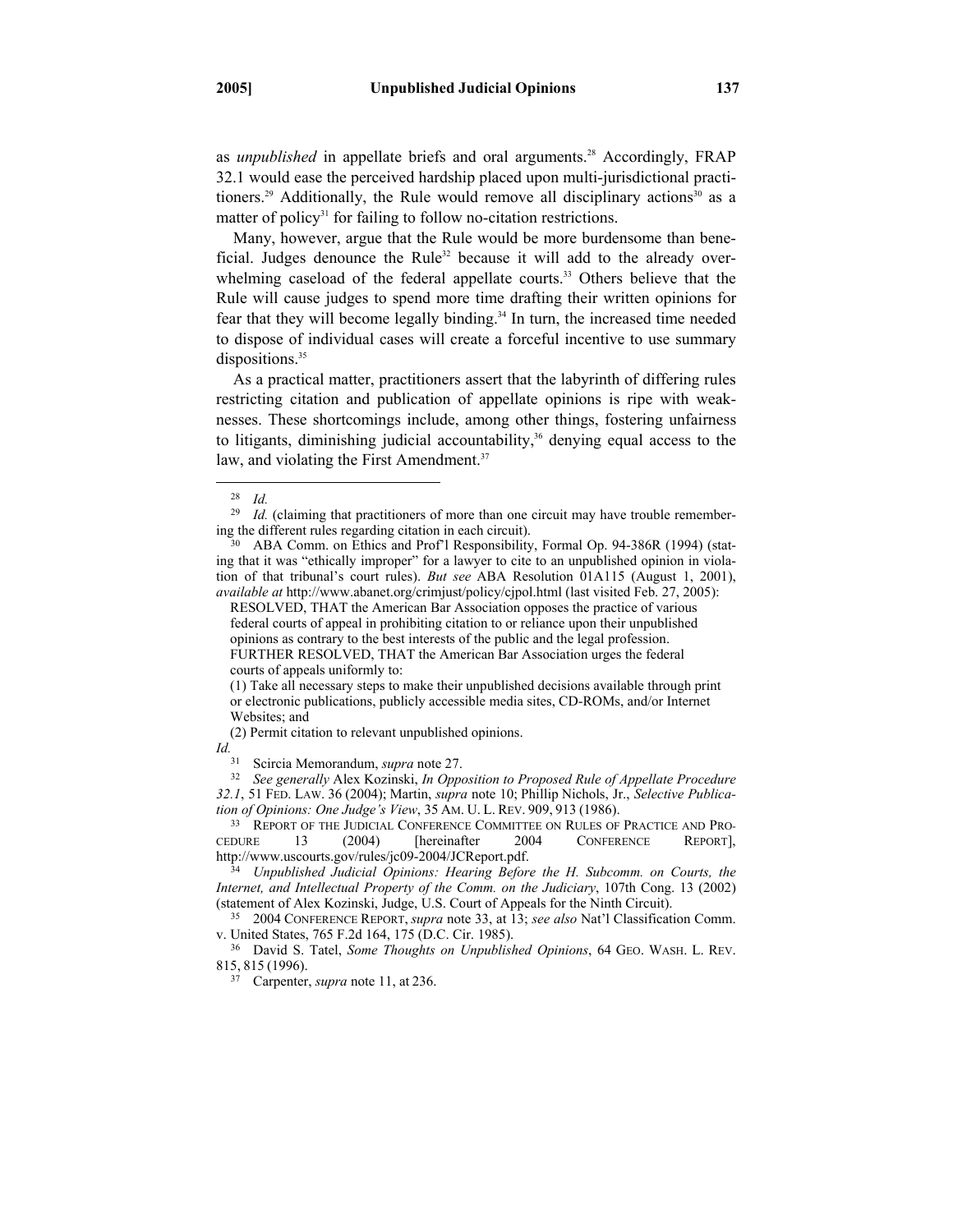as *unpublished* in appellate briefs and oral arguments.[28] Accordingly, FRAP 32.1 would ease the perceived hardship placed upon multi-jurisdictional practitioners.[29] Additionally, the Rule would remove all disciplinary actions[30] as a matter of policy[31] for failing to follow no-citation restrictions.

Many, however, argue that the Rule would be more burdensome than beneficial. Judges denounce the Rule[32] because it will add to the already overwhelming caseload of the federal appellate courts.[33] Others believe that the Rule will cause judges to spend more time drafting their written opinions for fear that they will become legally binding.[34] In turn, the increased time needed to dispose of individual cases will create a forceful incentive to use summary dispositions.[35]

As a practical matter, practitioners assert that the labyrinth of differing rules restricting citation and publication of appellate opinions is ripe with weaknesses. These shortcomings include, among other things, fostering unfairness to litigants, diminishing judicial accountability,[36] denying equal access to the law, and violating the First Amendment.[37]

---

[28] *Id.*

[29] *Id.* (claiming that practitioners of more than one circuit may have trouble remembering the different rules regarding citation in each circuit).

[30] ABA Comm. on Ethics and Prof'l Responsibility, Formal Op. 94-386R (1994) (stating that it was "ethically improper" for a lawyer to cite to an unpublished opinion in violation of that tribunal's court rules). *But see* ABA Resolution 01A115 (August 1, 2001), *available at* http://www.abanet.org/crimjust/policy/cjpol.html (last visited Feb. 27, 2005):

> RESOLVED, THAT the American Bar Association opposes the practice of various federal courts of appeal in prohibiting citation to or reliance upon their unpublished opinions as contrary to the best interests of the public and the legal profession.
> FURTHER RESOLVED, THAT the American Bar Association urges the federal courts of appeals uniformly to:
> (1) Take all necessary steps to make their unpublished decisions available through print or electronic publications, publicly accessible media sites, CD-ROMs, and/or Internet Websites; and
> (2) Permit citation to relevant unpublished opinions.

*Id.*

[31] Scircia Memorandum, *supra* note 27.

[32] *See generally* Alex Kozinski, *In Opposition to Proposed Rule of Appellate Procedure 32.1*, 51 FED. LAW. 36 (2004); Martin, *supra* note 10; Phillip Nichols, Jr., *Selective Publication of Opinions: One Judge's View*, 35 AM. U. L. REV. 909, 913 (1986).

[33] REPORT OF THE JUDICIAL CONFERENCE COMMITTEE ON RULES OF PRACTICE AND PROCEDURE 13 (2004) [hereinafter 2004 CONFERENCE REPORT], http://www.uscourts.gov/rules/jc09-2004/JCReport.pdf.

[34] *Unpublished Judicial Opinions: Hearing Before the H. Subcomm. on Courts, the Internet, and Intellectual Property of the Comm. on the Judiciary*, 107th Cong. 13 (2002) (statement of Alex Kozinski, Judge, U.S. Court of Appeals for the Ninth Circuit).

[35] 2004 CONFERENCE REPORT, *supra* note 33, at 13; *see also* Nat'l Classification Comm. v. United States, 765 F.2d 164, 175 (D.C. Cir. 1985).

[36] David S. Tatel, *Some Thoughts on Unpublished Opinions*, 64 GEO. WASH. L. REV. 815, 815 (1996).

[37] Carpenter, *supra* note 11, at 236.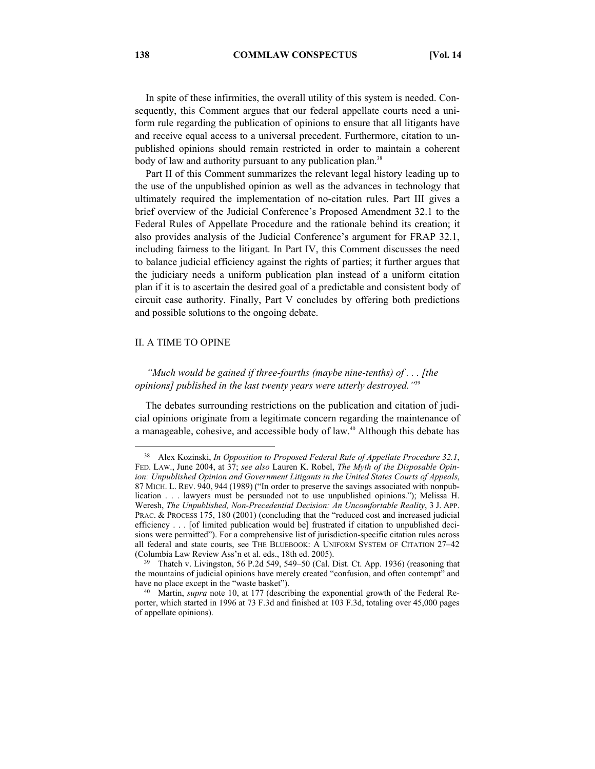In spite of these infirmities, the overall utility of this system is needed. Consequently, this Comment argues that our federal appellate courts need a uniform rule regarding the publication of opinions to ensure that all litigants have and receive equal access to a universal precedent. Furthermore, citation to unpublished opinions should remain restricted in order to maintain a coherent body of law and authority pursuant to any publication plan.[38]

Part II of this Comment summarizes the relevant legal history leading up to the use of the unpublished opinion as well as the advances in technology that ultimately required the implementation of no-citation rules. Part III gives a brief overview of the Judicial Conference's Proposed Amendment 32.1 to the Federal Rules of Appellate Procedure and the rationale behind its creation; it also provides analysis of the Judicial Conference's argument for FRAP 32.1, including fairness to the litigant. In Part IV, this Comment discusses the need to balance judicial efficiency against the rights of parties; it further argues that the judiciary needs a uniform publication plan instead of a uniform citation plan if it is to ascertain the desired goal of a predictable and consistent body of circuit case authority. Finally, Part V concludes by offering both predictions and possible solutions to the ongoing debate.

## II. A TIME TO OPINE

*"Much would be gained if three-fourths (maybe nine-tenths) of . . . [the opinions] published in the last twenty years were utterly destroyed."*[39]

The debates surrounding restrictions on the publication and citation of judicial opinions originate from a legitimate concern regarding the maintenance of a manageable, cohesive, and accessible body of law.[40] Although this debate has

---

[38] Alex Kozinski, *In Opposition to Proposed Federal Rule of Appellate Procedure 32.1*, FED. LAW., June 2004, at 37; *see also* Lauren K. Robel, *The Myth of the Disposable Opinion: Unpublished Opinion and Government Litigants in the United States Courts of Appeals*, 87 MICH. L. REV. 940, 944 (1989) ("In order to preserve the savings associated with nonpublication . . . lawyers must be persuaded not to use unpublished opinions."); Melissa H. Weresh, *The Unpublished, Non-Precedential Decision: An Uncomfortable Reality*, 3 J. APP. PRAC. & PROCESS 175, 180 (2001) (concluding that the "reduced cost and increased judicial efficiency . . . [of limited publication would be] frustrated if citation to unpublished decisions were permitted"). For a comprehensive list of jurisdiction-specific citation rules across all federal and state courts, see THE BLUEBOOK: A UNIFORM SYSTEM OF CITATION 27–42 (Columbia Law Review Ass'n et al. eds., 18th ed. 2005).

[39] Thatch v. Livingston, 56 P.2d 549, 549–50 (Cal. Dist. Ct. App. 1936) (reasoning that the mountains of judicial opinions have merely created "confusion, and often contempt" and have no place except in the "waste basket").

[40] Martin, *supra* note 10, at 177 (describing the exponential growth of the Federal Reporter, which started in 1996 at 73 F.3d and finished at 103 F.3d, totaling over 45,000 pages of appellate opinions).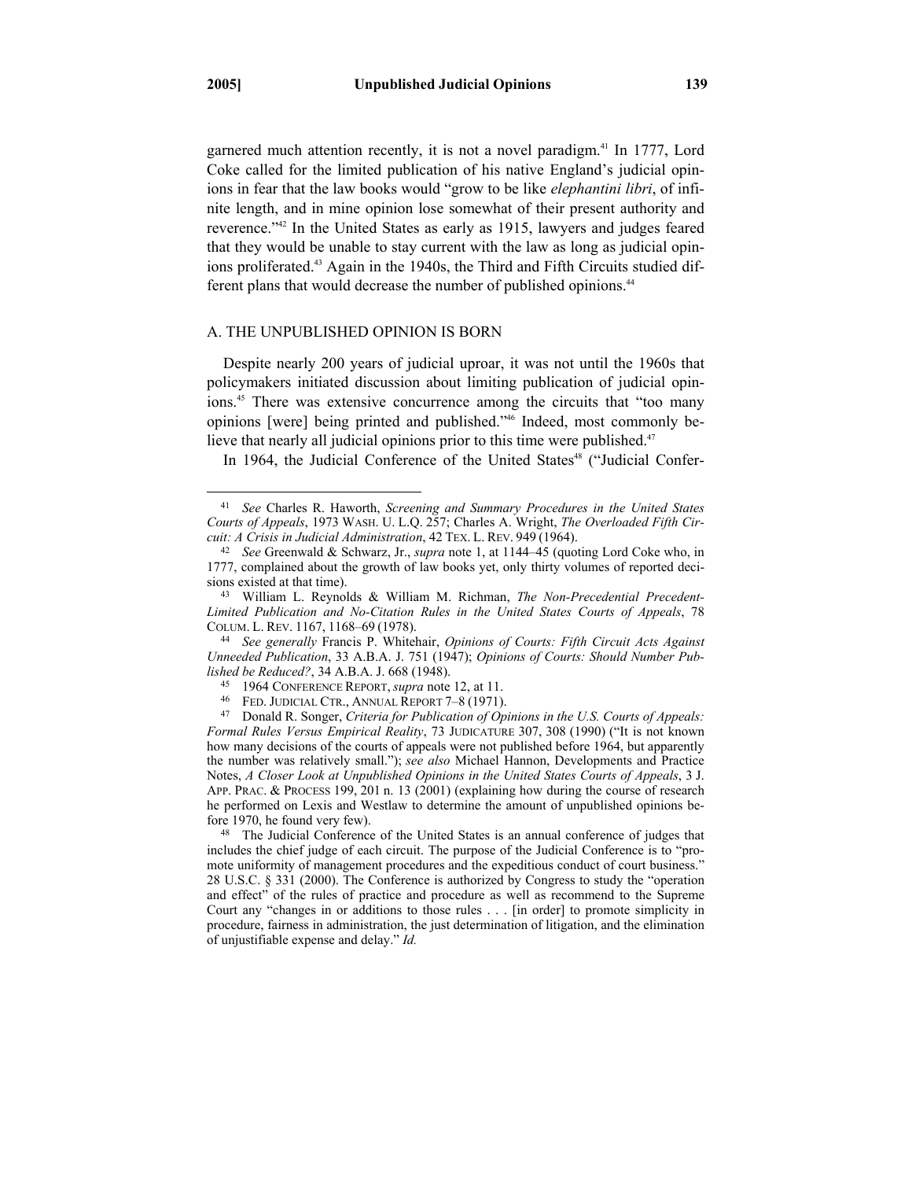garnered much attention recently, it is not a novel paradigm.[41] In 1777, Lord Coke called for the limited publication of his native England's judicial opinions in fear that the law books would "grow to be like *elephantini libri*, of infinite length, and in mine opinion lose somewhat of their present authority and reverence."[42] In the United States as early as 1915, lawyers and judges feared that they would be unable to stay current with the law as long as judicial opinions proliferated.[43] Again in the 1940s, the Third and Fifth Circuits studied different plans that would decrease the number of published opinions.[44]

## A. THE UNPUBLISHED OPINION IS BORN

Despite nearly 200 years of judicial uproar, it was not until the 1960s that policymakers initiated discussion about limiting publication of judicial opinions.[45] There was extensive concurrence among the circuits that "too many opinions [were] being printed and published."[46] Indeed, most commonly believe that nearly all judicial opinions prior to this time were published.[47]

In 1964, the Judicial Conference of the United States[48] ("Judicial Confer-

---

41 *See* Charles R. Haworth, *Screening and Summary Procedures in the United States Courts of Appeals*, 1973 WASH. U. L.Q. 257; Charles A. Wright, *The Overloaded Fifth Circuit: A Crisis in Judicial Administration*, 42 TEX. L. REV. 949 (1964).

42 *See* Greenwald & Schwarz, Jr., *supra* note 1, at 1144–45 (quoting Lord Coke who, in 1777, complained about the growth of law books yet, only thirty volumes of reported decisions existed at that time).

43 William L. Reynolds & William M. Richman, *The Non-Precedential Precedent-Limited Publication and No-Citation Rules in the United States Courts of Appeals*, 78 COLUM. L. REV. 1167, 1168–69 (1978).

44 *See generally* Francis P. Whitehair, *Opinions of Courts: Fifth Circuit Acts Against Unneeded Publication*, 33 A.B.A. J. 751 (1947); *Opinions of Courts: Should Number Published be Reduced?*, 34 A.B.A. J. 668 (1948).

45 1964 CONFERENCE REPORT, *supra* note 12, at 11.

46 FED. JUDICIAL CTR., ANNUAL REPORT 7–8 (1971).

47 Donald R. Songer, *Criteria for Publication of Opinions in the U.S. Courts of Appeals: Formal Rules Versus Empirical Reality*, 73 JUDICATURE 307, 308 (1990) ("It is not known how many decisions of the courts of appeals were not published before 1964, but apparently the number was relatively small."); *see also* Michael Hannon, Developments and Practice Notes, *A Closer Look at Unpublished Opinions in the United States Courts of Appeals*, 3 J. APP. PRAC. & PROCESS 199, 201 n. 13 (2001) (explaining how during the course of research he performed on Lexis and Westlaw to determine the amount of unpublished opinions before 1970, he found very few).

48 The Judicial Conference of the United States is an annual conference of judges that includes the chief judge of each circuit. The purpose of the Judicial Conference is to "promote uniformity of management procedures and the expeditious conduct of court business." 28 U.S.C. § 331 (2000). The Conference is authorized by Congress to study the "operation and effect" of the rules of practice and procedure as well as recommend to the Supreme Court any "changes in or additions to those rules . . . [in order] to promote simplicity in procedure, fairness in administration, the just determination of litigation, and the elimination of unjustifiable expense and delay." *Id.*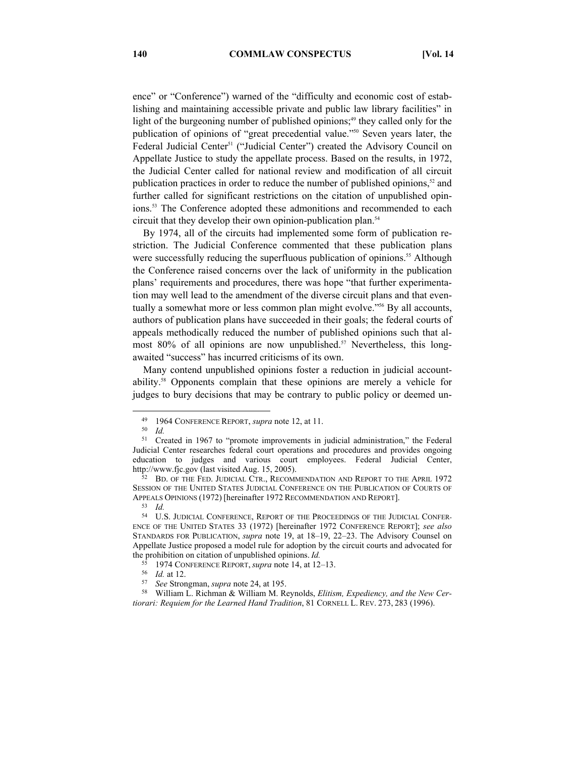ence" or "Conference") warned of the "difficulty and economic cost of establishing and maintaining accessible private and public law library facilities" in light of the burgeoning number of published opinions;[49] they called only for the publication of opinions of "great precedential value."[50] Seven years later, the Federal Judicial Center[51] ("Judicial Center") created the Advisory Council on Appellate Justice to study the appellate process. Based on the results, in 1972, the Judicial Center called for national review and modification of all circuit publication practices in order to reduce the number of published opinions,[52] and further called for significant restrictions on the citation of unpublished opinions.[53] The Conference adopted these admonitions and recommended to each circuit that they develop their own opinion-publication plan.[54]

By 1974, all of the circuits had implemented some form of publication restriction. The Judicial Conference commented that these publication plans were successfully reducing the superfluous publication of opinions.[55] Although the Conference raised concerns over the lack of uniformity in the publication plans' requirements and procedures, there was hope "that further experimentation may well lead to the amendment of the diverse circuit plans and that eventually a somewhat more or less common plan might evolve."[56] By all accounts, authors of publication plans have succeeded in their goals; the federal courts of appeals methodically reduced the number of published opinions such that almost 80% of all opinions are now unpublished.[57] Nevertheless, this long-awaited "success" has incurred criticisms of its own.

Many contend unpublished opinions foster a reduction in judicial accountability.[58] Opponents complain that these opinions are merely a vehicle for judges to bury decisions that may be contrary to public policy or deemed un-

---

[49] 1964 CONFERENCE REPORT, *supra* note 12, at 11.

[50] *Id.*

[51] Created in 1967 to "promote improvements in judicial administration," the Federal Judicial Center researches federal court operations and procedures and provides ongoing education to judges and various court employees. Federal Judicial Center, http://www.fjc.gov (last visited Aug. 15, 2005).

[52] BD. OF THE FED. JUDICIAL CTR., RECOMMENDATION AND REPORT TO THE APRIL 1972 SESSION OF THE UNITED STATES JUDICIAL CONFERENCE ON THE PUBLICATION OF COURTS OF APPEALS OPINIONS (1972) [hereinafter 1972 RECOMMENDATION AND REPORT].

[53] *Id.*

[54] U.S. JUDICIAL CONFERENCE, REPORT OF THE PROCEEDINGS OF THE JUDICIAL CONFERENCE OF THE UNITED STATES 33 (1972) [hereinafter 1972 CONFERENCE REPORT]; *see also* STANDARDS FOR PUBLICATION, *supra* note 19, at 18–19, 22–23. The Advisory Counsel on Appellate Justice proposed a model rule for adoption by the circuit courts and advocated for the prohibition on citation of unpublished opinions. *Id.*

[55] 1974 CONFERENCE REPORT, *supra* note 14, at 12–13.

[56] *Id.* at 12.

[57] *See* Strongman, *supra* note 24, at 195.

[58] William L. Richman & William M. Reynolds, *Elitism, Expediency, and the New Certiorari: Requiem for the Learned Hand Tradition*, 81 CORNELL L. REV. 273, 283 (1996).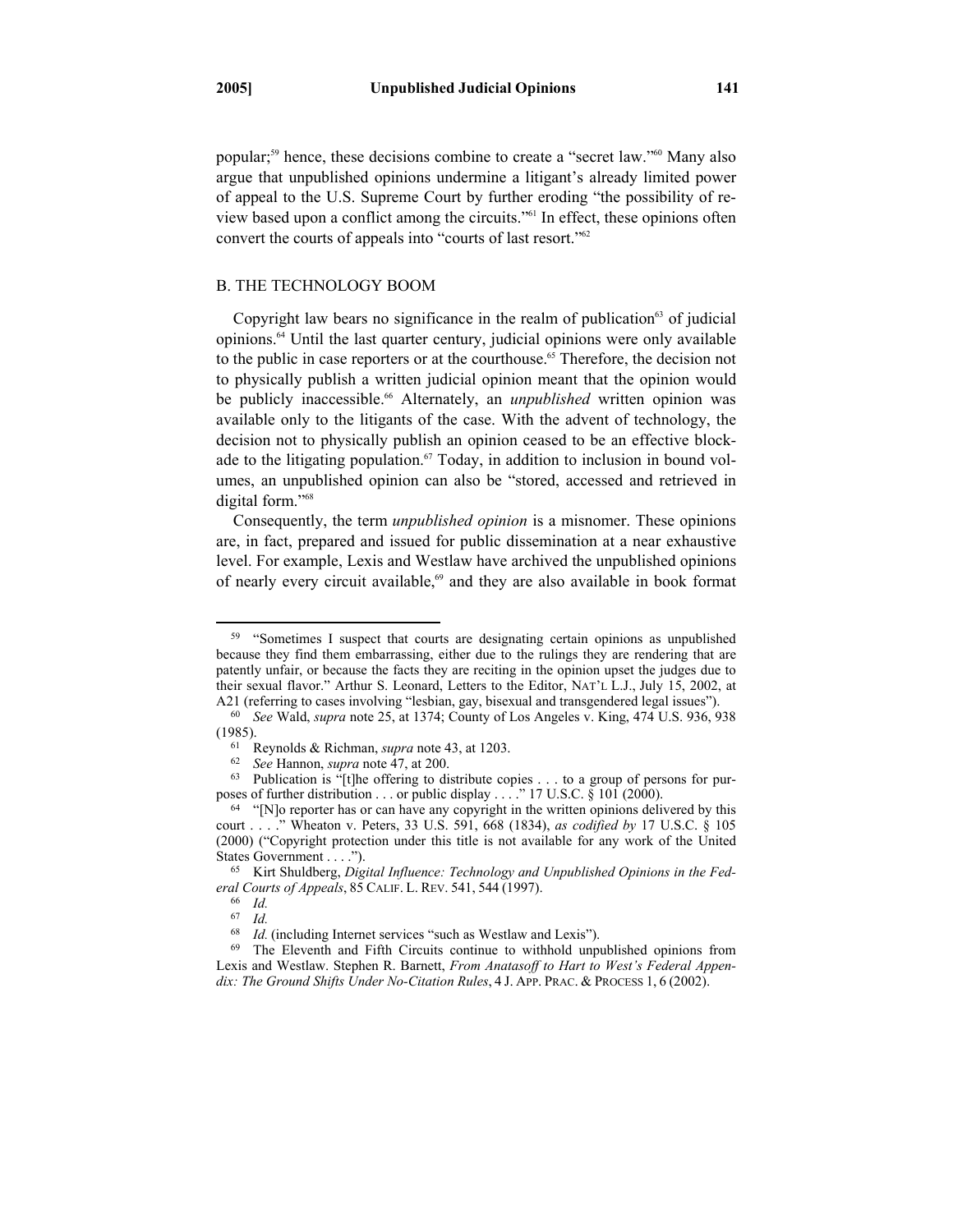popular;[59] hence, these decisions combine to create a "secret law."[60] Many also argue that unpublished opinions undermine a litigant's already limited power of appeal to the U.S. Supreme Court by further eroding "the possibility of review based upon a conflict among the circuits."[61] In effect, these opinions often convert the courts of appeals into "courts of last resort."[62]

### B. THE TECHNOLOGY BOOM

Copyright law bears no significance in the realm of publication[63] of judicial opinions.[64] Until the last quarter century, judicial opinions were only available to the public in case reporters or at the courthouse.[65] Therefore, the decision not to physically publish a written judicial opinion meant that the opinion would be publicly inaccessible.[66] Alternately, an *unpublished* written opinion was available only to the litigants of the case. With the advent of technology, the decision not to physically publish an opinion ceased to be an effective blockade to the litigating population.[67] Today, in addition to inclusion in bound volumes, an unpublished opinion can also be "stored, accessed and retrieved in digital form."[68]

Consequently, the term *unpublished opinion* is a misnomer. These opinions are, in fact, prepared and issued for public dissemination at a near exhaustive level. For example, Lexis and Westlaw have archived the unpublished opinions of nearly every circuit available,[69] and they are also available in book format

---

[59] "Sometimes I suspect that courts are designating certain opinions as unpublished because they find them embarrassing, either due to the rulings they are rendering that are patently unfair, or because the facts they are reciting in the opinion upset the judges due to their sexual flavor." Arthur S. Leonard, Letters to the Editor, NAT'L L.J., July 15, 2002, at A21 (referring to cases involving "lesbian, gay, bisexual and transgendered legal issues").

[60] *See* Wald, *supra* note 25, at 1374; County of Los Angeles v. King, 474 U.S. 936, 938 (1985).

[61] Reynolds & Richman, *supra* note 43, at 1203.

[62] *See* Hannon, *supra* note 47, at 200.

[63] Publication is "[t]he offering to distribute copies . . . to a group of persons for purposes of further distribution . . . or public display . . . ." 17 U.S.C. § 101 (2000).

[64] "[N]o reporter has or can have any copyright in the written opinions delivered by this court . . . ." Wheaton v. Peters, 33 U.S. 591, 668 (1834), *as codified by* 17 U.S.C. § 105 (2000) ("Copyright protection under this title is not available for any work of the United States Government . . . .").

[65] Kirt Shuldberg, *Digital Influence: Technology and Unpublished Opinions in the Federal Courts of Appeals*, 85 CALIF. L. REV. 541, 544 (1997).

[66] *Id.*

[67] *Id.*

[68] *Id.* (including Internet services "such as Westlaw and Lexis").

[69] The Eleventh and Fifth Circuits continue to withhold unpublished opinions from Lexis and Westlaw. Stephen R. Barnett, *From Anatasoff to Hart to West's Federal Appendix: The Ground Shifts Under No-Citation Rules*, 4 J. APP. PRAC. & PROCESS 1, 6 (2002).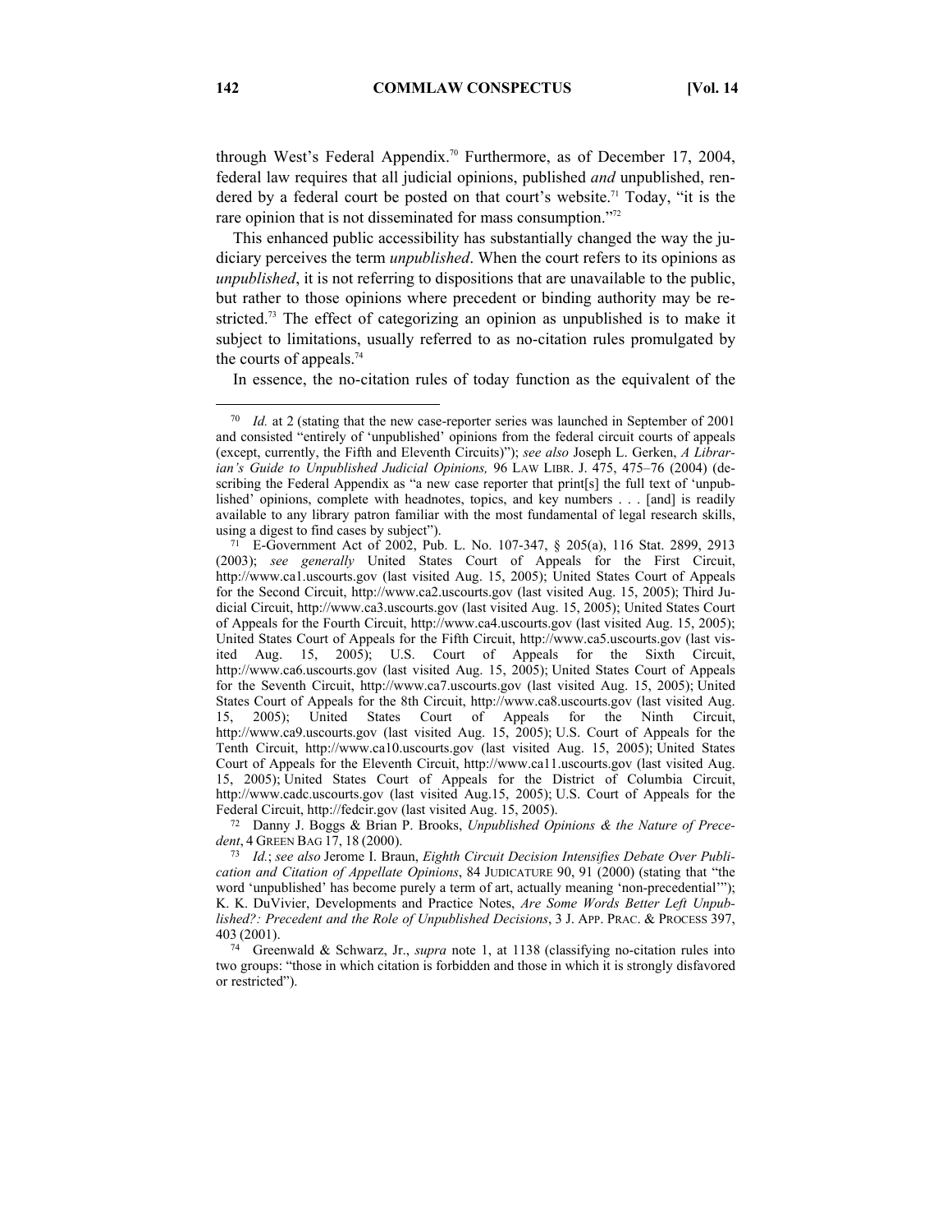through West's Federal Appendix.[70] Furthermore, as of December 17, 2004, federal law requires that all judicial opinions, published *and* unpublished, rendered by a federal court be posted on that court's website.[71] Today, "it is the rare opinion that is not disseminated for mass consumption."[72]

This enhanced public accessibility has substantially changed the way the judiciary perceives the term *unpublished*. When the court refers to its opinions as *unpublished*, it is not referring to dispositions that are unavailable to the public, but rather to those opinions where precedent or binding authority may be restricted.[73] The effect of categorizing an opinion as unpublished is to make it subject to limitations, usually referred to as no-citation rules promulgated by the courts of appeals.[74]

In essence, the no-citation rules of today function as the equivalent of the

---

[70] *Id.* at 2 (stating that the new case-reporter series was launched in September of 2001 and consisted "entirely of 'unpublished' opinions from the federal circuit courts of appeals (except, currently, the Fifth and Eleventh Circuits)"); *see also* Joseph L. Gerken, *A Librarian's Guide to Unpublished Judicial Opinions,* 96 LAW LIBR. J. 475, 475–76 (2004) (describing the Federal Appendix as "a new case reporter that print[s] the full text of 'unpublished' opinions, complete with headnotes, topics, and key numbers . . . [and] is readily available to any library patron familiar with the most fundamental of legal research skills, using a digest to find cases by subject").

[71] E-Government Act of 2002, Pub. L. No. 107-347, § 205(a), 116 Stat. 2899, 2913 (2003); *see generally* United States Court of Appeals for the First Circuit, http://www.ca1.uscourts.gov (last visited Aug. 15, 2005); United States Court of Appeals for the Second Circuit, http://www.ca2.uscourts.gov (last visited Aug. 15, 2005); Third Judicial Circuit, http://www.ca3.uscourts.gov (last visited Aug. 15, 2005); United States Court of Appeals for the Fourth Circuit, http://www.ca4.uscourts.gov (last visited Aug. 15, 2005); United States Court of Appeals for the Fifth Circuit, http://www.ca5.uscourts.gov (last visited Aug. 15, 2005); U.S. Court of Appeals for the Sixth Circuit, http://www.ca6.uscourts.gov (last visited Aug. 15, 2005); United States Court of Appeals for the Seventh Circuit, http://www.ca7.uscourts.gov (last visited Aug. 15, 2005); United States Court of Appeals for the 8th Circuit, http://www.ca8.uscourts.gov (last visited Aug. 15, 2005); United States Court of Appeals for the Ninth Circuit, http://www.ca9.uscourts.gov (last visited Aug. 15, 2005); U.S. Court of Appeals for the Tenth Circuit, http://www.ca10.uscourts.gov (last visited Aug. 15, 2005); United States Court of Appeals for the Eleventh Circuit, http://www.ca11.uscourts.gov (last visited Aug. 15, 2005); United States Court of Appeals for the District of Columbia Circuit, http://www.cadc.uscourts.gov (last visited Aug.15, 2005); U.S. Court of Appeals for the Federal Circuit, http://fedcir.gov (last visited Aug. 15, 2005).

[72] Danny J. Boggs & Brian P. Brooks, *Unpublished Opinions & the Nature of Precedent*, 4 GREEN BAG 17, 18 (2000).

[73] *Id.*; *see also* Jerome I. Braun, *Eighth Circuit Decision Intensifies Debate Over Publication and Citation of Appellate Opinions*, 84 JUDICATURE 90, 91 (2000) (stating that "the word 'unpublished' has become purely a term of art, actually meaning 'non-precedential'"); K. K. DuVivier, Developments and Practice Notes, *Are Some Words Better Left Unpublished?: Precedent and the Role of Unpublished Decisions*, 3 J. APP. PRAC. & PROCESS 397, 403 (2001).

[74] Greenwald & Schwarz, Jr., *supra* note 1, at 1138 (classifying no-citation rules into two groups: "those in which citation is forbidden and those in which it is strongly disfavored or restricted").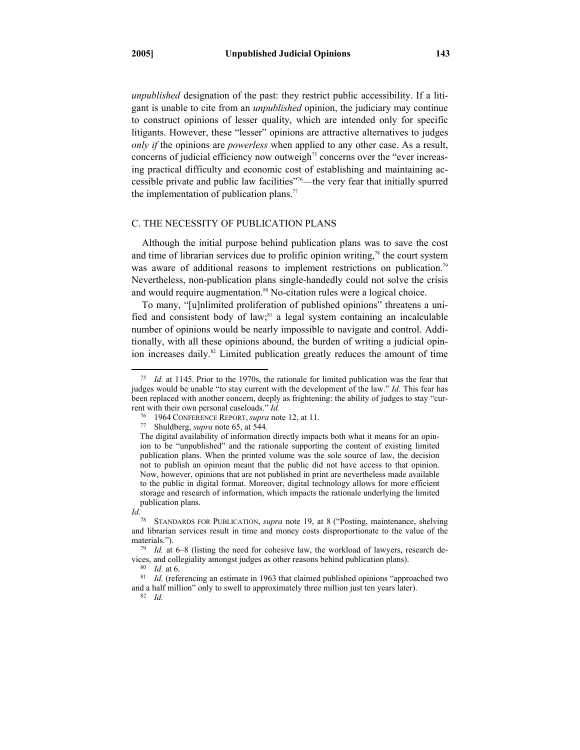*unpublished* designation of the past: they restrict public accessibility. If a litigant is unable to cite from an *unpublished* opinion, the judiciary may continue to construct opinions of lesser quality, which are intended only for specific litigants. However, these "lesser" opinions are attractive alternatives to judges *only if* the opinions are *powerless* when applied to any other case. As a result, concerns of judicial efficiency now outweigh[75] concerns over the "ever increasing practical difficulty and economic cost of establishing and maintaining accessible private and public law facilities"[76]—the very fear that initially spurred the implementation of publication plans.[77]

## C. THE NECESSITY OF PUBLICATION PLANS

Although the initial purpose behind publication plans was to save the cost and time of librarian services due to prolific opinion writing,[78] the court system was aware of additional reasons to implement restrictions on publication.[79] Nevertheless, non-publication plans single-handedly could not solve the crisis and would require augmentation.[80] No-citation rules were a logical choice.

To many, "[u]nlimited proliferation of published opinions" threatens a unified and consistent body of law;[81] a legal system containing an incalculable number of opinions would be nearly impossible to navigate and control. Additionally, with all these opinions abound, the burden of writing a judicial opinion increases daily.[82] Limited publication greatly reduces the amount of time

---

[75] *Id.* at 1145. Prior to the 1970s, the rationale for limited publication was the fear that judges would be unable "to stay current with the development of the law." *Id.* This fear has been replaced with another concern, deeply as frightening: the ability of judges to stay "current with their own personal caseloads." *Id.*

[76] 1964 CONFERENCE REPORT, *supra* note 12, at 11.

[77] Shuldberg, *supra* note 65, at 544.

> The digital availability of information directly impacts both what it means for an opinion to be "unpublished" and the rationale supporting the content of existing limited publication plans. When the printed volume was the sole source of law, the decision not to publish an opinion meant that the public did not have access to that opinion. Now, however, opinions that are not published in print are nevertheless made available to the public in digital format. Moreover, digital technology allows for more efficient storage and research of information, which impacts the rationale underlying the limited publication plans.

*Id.*

[78] STANDARDS FOR PUBLICATION, *supra* note 19, at 8 ("Posting, maintenance, shelving and librarian services result in time and money costs disproportionate to the value of the materials.").

[79] *Id.* at 6–8 (listing the need for cohesive law, the workload of lawyers, research devices, and collegiality amongst judges as other reasons behind publication plans).

[80] *Id.* at 6.

[81] *Id.* (referencing an estimate in 1963 that claimed published opinions "approached two and a half million" only to swell to approximately three million just ten years later).

[82] *Id.*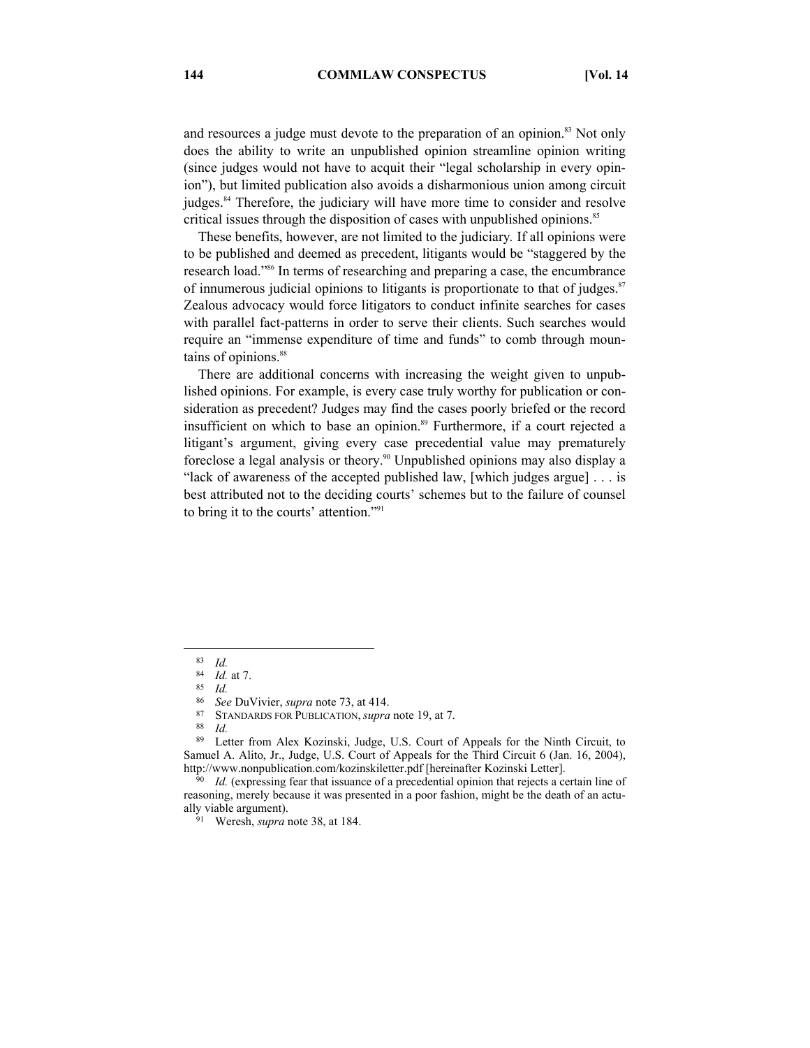and resources a judge must devote to the preparation of an opinion.[83] Not only does the ability to write an unpublished opinion streamline opinion writing (since judges would not have to acquit their "legal scholarship in every opinion"), but limited publication also avoids a disharmonious union among circuit judges.[84] Therefore, the judiciary will have more time to consider and resolve critical issues through the disposition of cases with unpublished opinions.[85]

These benefits, however, are not limited to the judiciary. If all opinions were to be published and deemed as precedent, litigants would be "staggered by the research load."[86] In terms of researching and preparing a case, the encumbrance of innumerous judicial opinions to litigants is proportionate to that of judges.[87] Zealous advocacy would force litigators to conduct infinite searches for cases with parallel fact-patterns in order to serve their clients. Such searches would require an "immense expenditure of time and funds" to comb through mountains of opinions.[88]

There are additional concerns with increasing the weight given to unpublished opinions. For example, is every case truly worthy for publication or consideration as precedent? Judges may find the cases poorly briefed or the record insufficient on which to base an opinion.[89] Furthermore, if a court rejected a litigant's argument, giving every case precedential value may prematurely foreclose a legal analysis or theory.[90] Unpublished opinions may also display a "lack of awareness of the accepted published law, [which judges argue] . . . is best attributed not to the deciding courts' schemes but to the failure of counsel to bring it to the courts' attention."[91]

---

[83] *Id.*

[84] *Id.* at 7.

[85] *Id.*

[86] *See* DuVivier, *supra* note 73, at 414.

[87] STANDARDS FOR PUBLICATION, *supra* note 19, at 7.

[88] *Id.*

[89] Letter from Alex Kozinski, Judge, U.S. Court of Appeals for the Ninth Circuit, to Samuel A. Alito, Jr., Judge, U.S. Court of Appeals for the Third Circuit 6 (Jan. 16, 2004), http://www.nonpublication.com/kozinskiletter.pdf [hereinafter Kozinski Letter].

[90] *Id.* (expressing fear that issuance of a precedential opinion that rejects a certain line of reasoning, merely because it was presented in a poor fashion, might be the death of an actually viable argument).

[91] Weresh, *supra* note 38, at 184.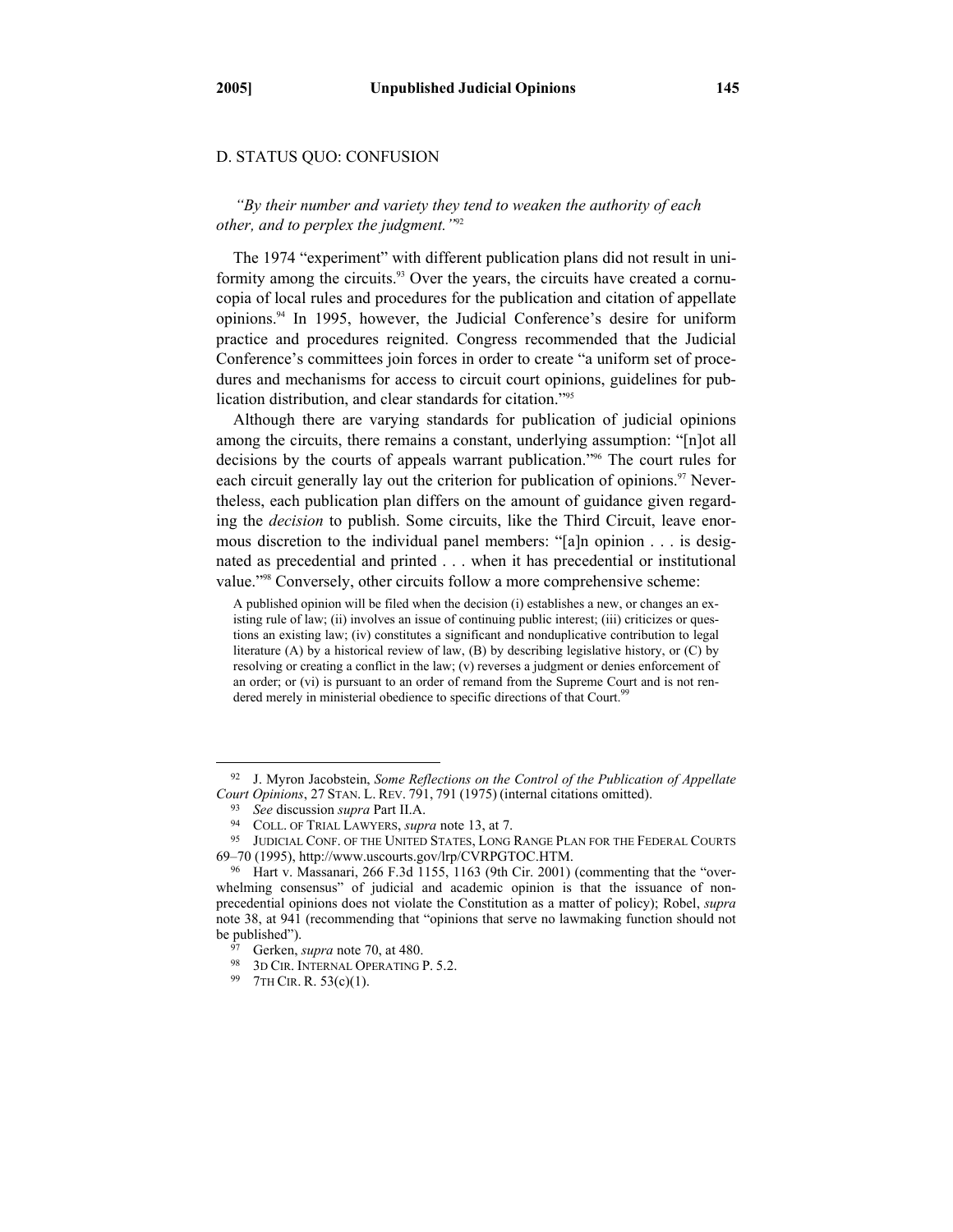## D. STATUS QUO: CONFUSION

*"By their number and variety they tend to weaken the authority of each other, and to perplex the judgment."*[92]

The 1974 "experiment" with different publication plans did not result in uniformity among the circuits.[93] Over the years, the circuits have created a cornucopia of local rules and procedures for the publication and citation of appellate opinions.[94] In 1995, however, the Judicial Conference's desire for uniform practice and procedures reignited. Congress recommended that the Judicial Conference's committees join forces in order to create "a uniform set of procedures and mechanisms for access to circuit court opinions, guidelines for publication distribution, and clear standards for citation."[95]

Although there are varying standards for publication of judicial opinions among the circuits, there remains a constant, underlying assumption: "[n]ot all decisions by the courts of appeals warrant publication."[96] The court rules for each circuit generally lay out the criterion for publication of opinions.[97] Nevertheless, each publication plan differs on the amount of guidance given regarding the *decision* to publish. Some circuits, like the Third Circuit, leave enormous discretion to the individual panel members: "[a]n opinion . . . is designated as precedential and printed . . . when it has precedential or institutional value."[98] Conversely, other circuits follow a more comprehensive scheme:

> A published opinion will be filed when the decision (i) establishes a new, or changes an existing rule of law; (ii) involves an issue of continuing public interest; (iii) criticizes or questions an existing law; (iv) constitutes a significant and nonduplicative contribution to legal literature (A) by a historical review of law, (B) by describing legislative history, or (C) by resolving or creating a conflict in the law; (v) reverses a judgment or denies enforcement of an order; or (vi) is pursuant to an order of remand from the Supreme Court and is not rendered merely in ministerial obedience to specific directions of that Court.[99]

---

[92] J. Myron Jacobstein, *Some Reflections on the Control of the Publication of Appellate Court Opinions*, 27 STAN. L. REV. 791, 791 (1975) (internal citations omitted).

[93] *See* discussion *supra* Part II.A.

[94] COLL. OF TRIAL LAWYERS, *supra* note 13, at 7.

[95] JUDICIAL CONF. OF THE UNITED STATES, LONG RANGE PLAN FOR THE FEDERAL COURTS 69–70 (1995), http://www.uscourts.gov/lrp/CVRPGTOC.HTM.

[96] Hart v. Massanari, 266 F.3d 1155, 1163 (9th Cir. 2001) (commenting that the "overwhelming consensus" of judicial and academic opinion is that the issuance of nonprecedential opinions does not violate the Constitution as a matter of policy); Robel, *supra* note 38, at 941 (recommending that "opinions that serve no lawmaking function should not be published").

[97] Gerken, *supra* note 70, at 480.

[98] 3D CIR. INTERNAL OPERATING P. 5.2.

[99] 7TH CIR. R. 53(c)(1).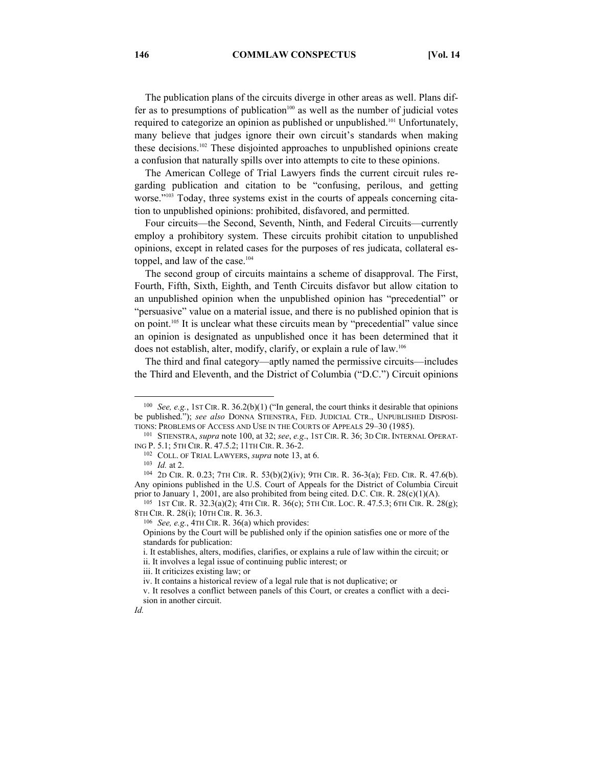The publication plans of the circuits diverge in other areas as well. Plans differ as to presumptions of publication[100] as well as the number of judicial votes required to categorize an opinion as published or unpublished.[101] Unfortunately, many believe that judges ignore their own circuit's standards when making these decisions.[102] These disjointed approaches to unpublished opinions create a confusion that naturally spills over into attempts to cite to these opinions.

The American College of Trial Lawyers finds the current circuit rules regarding publication and citation to be "confusing, perilous, and getting worse."[103] Today, three systems exist in the courts of appeals concerning citation to unpublished opinions: prohibited, disfavored, and permitted.

Four circuits—the Second, Seventh, Ninth, and Federal Circuits—currently employ a prohibitory system. These circuits prohibit citation to unpublished opinions, except in related cases for the purposes of res judicata, collateral estoppel, and law of the case.[104]

The second group of circuits maintains a scheme of disapproval. The First, Fourth, Fifth, Sixth, Eighth, and Tenth Circuits disfavor but allow citation to an unpublished opinion when the unpublished opinion has "precedential" or "persuasive" value on a material issue, and there is no published opinion that is on point.[105] It is unclear what these circuits mean by "precedential" value since an opinion is designated as unpublished once it has been determined that it does not establish, alter, modify, clarify, or explain a rule of law.[106]

The third and final category—aptly named the permissive circuits—includes the Third and Eleventh, and the District of Columbia ("D.C.") Circuit opinions

---

[100] *See, e.g.*, 1ST CIR. R. 36.2(b)(1) ("In general, the court thinks it desirable that opinions be published."); *see also* DONNA STIENSTRA, FED. JUDICIAL CTR., UNPUBLISHED DISPOSITIONS: PROBLEMS OF ACCESS AND USE IN THE COURTS OF APPEALS 29–30 (1985).

[101] STIENSTRA, *supra* note 100, at 32; *see*, *e.g*., 1ST CIR. R. 36; 3D CIR. INTERNAL OPERATING P. 5.1; 5TH CIR. R. 47.5.2; 11TH CIR. R. 36-2.

[102] COLL. OF TRIAL LAWYERS, *supra* note 13, at 6.

[103] *Id.* at 2.

[104] 2D CIR. R. 0.23; 7TH CIR. R. 53(b)(2)(iv); 9TH CIR. R. 36-3(a); FED. CIR. R. 47.6(b). Any opinions published in the U.S. Court of Appeals for the District of Columbia Circuit prior to January 1, 2001, are also prohibited from being cited. D.C. CIR. R. 28(c)(1)(A).

[105] 1ST CIR. R. 32.3(a)(2); 4TH CIR. R. 36(c); 5TH CIR. LOC. R. 47.5.3; 6TH CIR. R. 28(g); 8TH CIR. R. 28(i); 10TH CIR. R. 36.3.

[106] *See, e.g.*, 4TH CIR. R. 36(a) which provides:

> Opinions by the Court will be published only if the opinion satisfies one or more of the standards for publication:
>
> i. It establishes, alters, modifies, clarifies, or explains a rule of law within the circuit; or
>
> ii. It involves a legal issue of continuing public interest; or
>
> iii. It criticizes existing law; or
>
> iv. It contains a historical review of a legal rule that is not duplicative; or
>
> v. It resolves a conflict between panels of this Court, or creates a conflict with a decision in another circuit.

*Id.*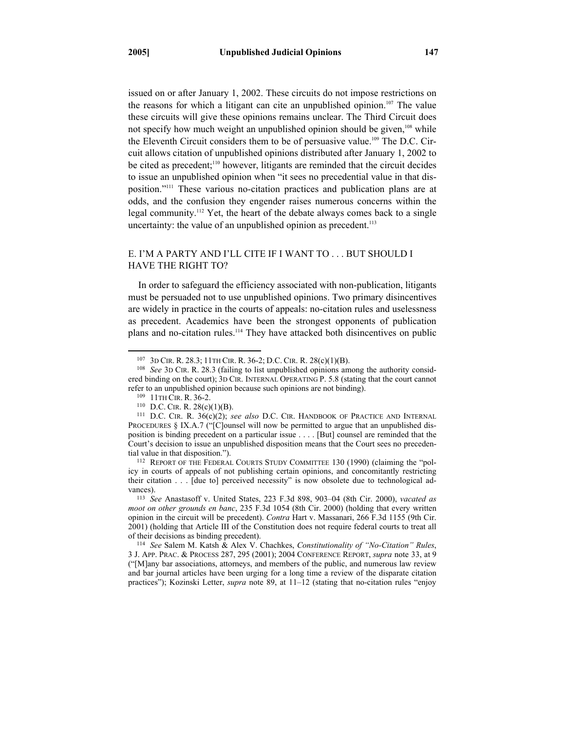issued on or after January 1, 2002. These circuits do not impose restrictions on the reasons for which a litigant can cite an unpublished opinion.[107] The value these circuits will give these opinions remains unclear. The Third Circuit does not specify how much weight an unpublished opinion should be given,[108] while the Eleventh Circuit considers them to be of persuasive value.[109] The D.C. Circuit allows citation of unpublished opinions distributed after January 1, 2002 to be cited as precedent;[110] however, litigants are reminded that the circuit decides to issue an unpublished opinion when "it sees no precedential value in that disposition."[111] These various no-citation practices and publication plans are at odds, and the confusion they engender raises numerous concerns within the legal community.[112] Yet, the heart of the debate always comes back to a single uncertainty: the value of an unpublished opinion as precedent.[113]

### E. I'M A PARTY AND I'LL CITE IF I WANT TO . . . BUT SHOULD I HAVE THE RIGHT TO?

In order to safeguard the efficiency associated with non-publication, litigants must be persuaded not to use unpublished opinions. Two primary disincentives are widely in practice in the courts of appeals: no-citation rules and uselessness as precedent. Academics have been the strongest opponents of publication plans and no-citation rules.[114] They have attacked both disincentives on public

---

[107] 3D CIR. R. 28.3; 11TH CIR. R. 36-2; D.C. CIR. R. 28(c)(1)(B).

[108] *See* 3D CIR. R. 28.3 (failing to list unpublished opinions among the authority considered binding on the court); 3D CIR. INTERNAL OPERATING P. 5.8 (stating that the court cannot refer to an unpublished opinion because such opinions are not binding).

[109] 11TH CIR. R. 36-2.

[110] D.C. CIR. R. 28(c)(1)(B).

[111] D.C. CIR. R. 36(c)(2); *see also* D.C. CIR. HANDBOOK OF PRACTICE AND INTERNAL PROCEDURES § IX.A.7 ("[C]ounsel will now be permitted to argue that an unpublished disposition is binding precedent on a particular issue . . . . [But] counsel are reminded that the Court's decision to issue an unpublished disposition means that the Court sees no precedential value in that disposition.").

[112] REPORT OF THE FEDERAL COURTS STUDY COMMITTEE 130 (1990) (claiming the "policy in courts of appeals of not publishing certain opinions, and concomitantly restricting their citation . . . [due to] perceived necessity" is now obsolete due to technological advances).

[113] *See* Anastasoff v. United States, 223 F.3d 898, 903–04 (8th Cir. 2000), *vacated as moot on other grounds en banc*, 235 F.3d 1054 (8th Cir. 2000) (holding that every written opinion in the circuit will be precedent). *Contra* Hart v. Massanari, 266 F.3d 1155 (9th Cir. 2001) (holding that Article III of the Constitution does not require federal courts to treat all of their decisions as binding precedent).

[114] *See* Salem M. Katsh & Alex V. Chachkes, *Constitutionality of "No-Citation" Rules*, 3 J. APP. PRAC. & PROCESS 287, 295 (2001); 2004 CONFERENCE REPORT, *supra* note 33, at 9 ("[M]any bar associations, attorneys, and members of the public, and numerous law review and bar journal articles have been urging for a long time a review of the disparate citation practices"); Kozinski Letter, *supra* note 89, at 11–12 (stating that no-citation rules "enjoy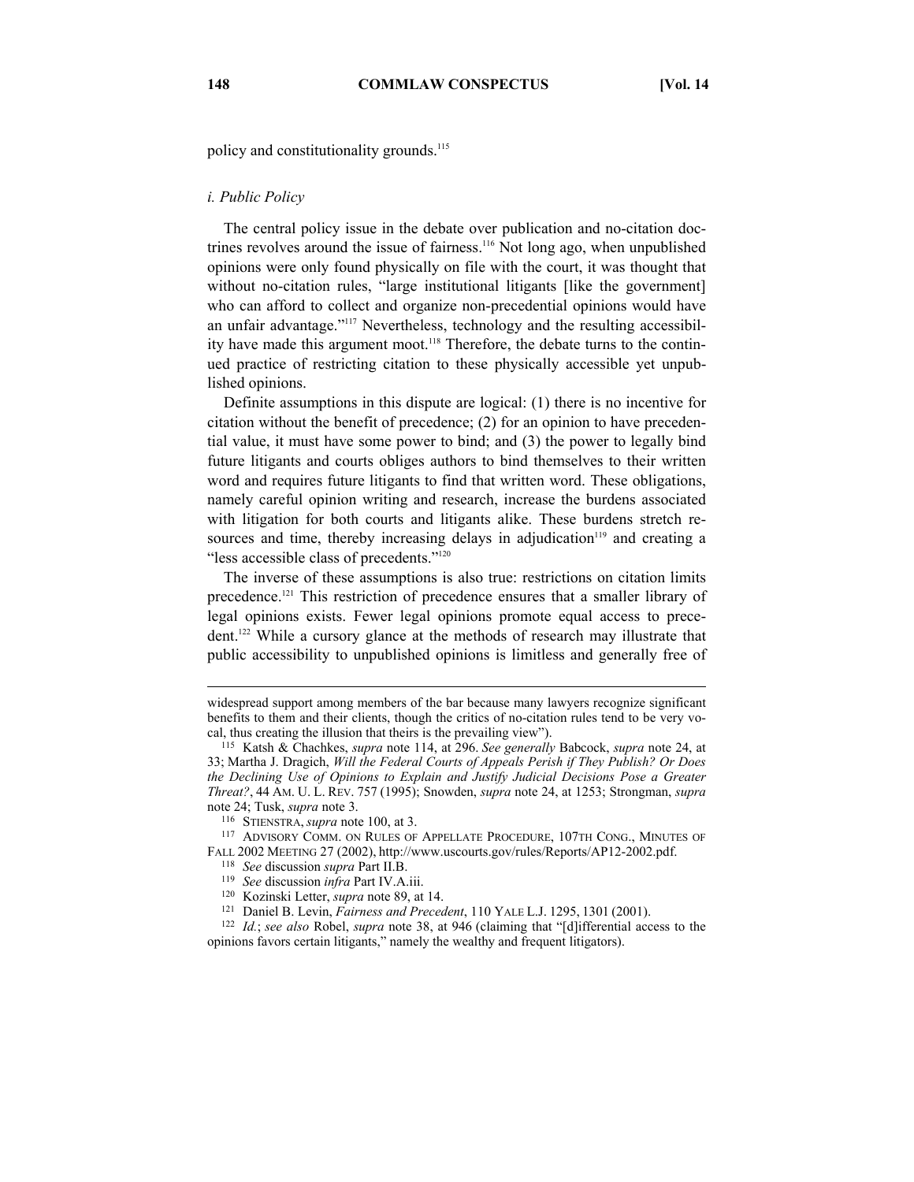policy and constitutionality grounds.[115]

*i. Public Policy*

The central policy issue in the debate over publication and no-citation doctrines revolves around the issue of fairness.[116] Not long ago, when unpublished opinions were only found physically on file with the court, it was thought that without no-citation rules, "large institutional litigants [like the government] who can afford to collect and organize non-precedential opinions would have an unfair advantage."[117] Nevertheless, technology and the resulting accessibility have made this argument moot.[118] Therefore, the debate turns to the continued practice of restricting citation to these physically accessible yet unpublished opinions.

Definite assumptions in this dispute are logical: (1) there is no incentive for citation without the benefit of precedence; (2) for an opinion to have precedential value, it must have some power to bind; and (3) the power to legally bind future litigants and courts obliges authors to bind themselves to their written word and requires future litigants to find that written word. These obligations, namely careful opinion writing and research, increase the burdens associated with litigation for both courts and litigants alike. These burdens stretch resources and time, thereby increasing delays in adjudication[119] and creating a "less accessible class of precedents."[120]

The inverse of these assumptions is also true: restrictions on citation limits precedence.[121] This restriction of precedence ensures that a smaller library of legal opinions exists. Fewer legal opinions promote equal access to precedent.[122] While a cursory glance at the methods of research may illustrate that public accessibility to unpublished opinions is limitless and generally free of

---

widespread support among members of the bar because many lawyers recognize significant benefits to them and their clients, though the critics of no-citation rules tend to be very vocal, thus creating the illusion that theirs is the prevailing view").

[115] Katsh & Chachkes, *supra* note 114, at 296. *See generally* Babcock, *supra* note 24, at 33; Martha J. Dragich, *Will the Federal Courts of Appeals Perish if They Publish? Or Does the Declining Use of Opinions to Explain and Justify Judicial Decisions Pose a Greater Threat?*, 44 AM. U. L. REV. 757 (1995); Snowden, *supra* note 24, at 1253; Strongman, *supra* note 24; Tusk, *supra* note 3.

[116] STIENSTRA, *supra* note 100, at 3.

[117] ADVISORY COMM. ON RULES OF APPELLATE PROCEDURE, 107TH CONG., MINUTES OF FALL 2002 MEETING 27 (2002), http://www.uscourts.gov/rules/Reports/AP12-2002.pdf.

[118] *See* discussion *supra* Part II.B.

[119] *See* discussion *infra* Part IV.A.iii.

[120] Kozinski Letter, *supra* note 89, at 14.

[121] Daniel B. Levin, *Fairness and Precedent*, 110 YALE L.J. 1295, 1301 (2001).

[122] *Id.*; *see also* Robel, *supra* note 38, at 946 (claiming that "[d]ifferential access to the opinions favors certain litigants," namely the wealthy and frequent litigators).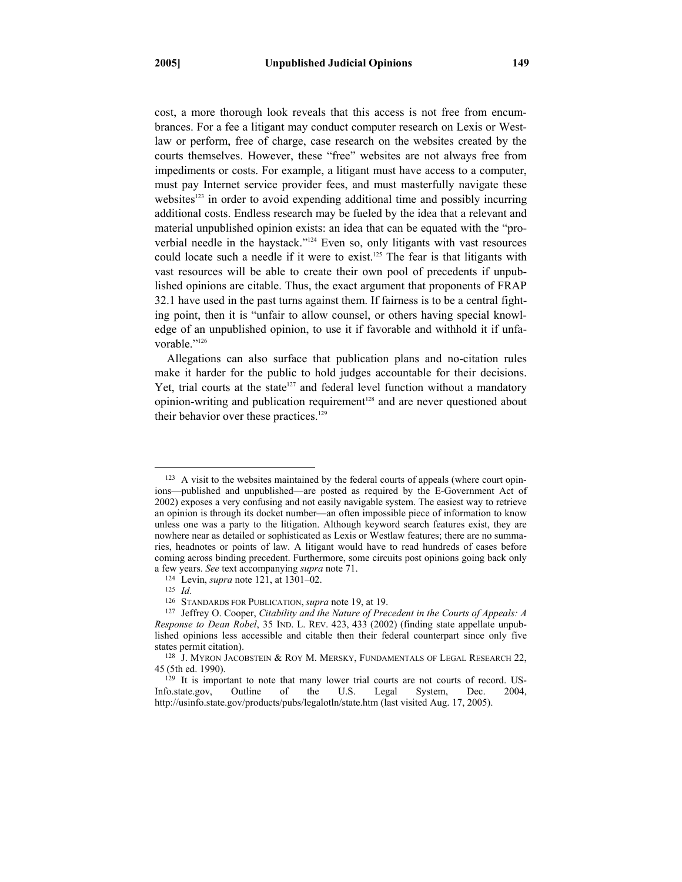cost, a more thorough look reveals that this access is not free from encumbrances. For a fee a litigant may conduct computer research on Lexis or Westlaw or perform, free of charge, case research on the websites created by the courts themselves. However, these "free" websites are not always free from impediments or costs. For example, a litigant must have access to a computer, must pay Internet service provider fees, and must masterfully navigate these websites[123] in order to avoid expending additional time and possibly incurring additional costs. Endless research may be fueled by the idea that a relevant and material unpublished opinion exists: an idea that can be equated with the "proverbial needle in the haystack."[124] Even so, only litigants with vast resources could locate such a needle if it were to exist.[125] The fear is that litigants with vast resources will be able to create their own pool of precedents if unpublished opinions are citable. Thus, the exact argument that proponents of FRAP 32.1 have used in the past turns against them. If fairness is to be a central fighting point, then it is "unfair to allow counsel, or others having special knowledge of an unpublished opinion, to use it if favorable and withhold it if unfavorable."[126]

Allegations can also surface that publication plans and no-citation rules make it harder for the public to hold judges accountable for their decisions. Yet, trial courts at the state[127] and federal level function without a mandatory opinion-writing and publication requirement[128] and are never questioned about their behavior over these practices.[129]

---

[123] A visit to the websites maintained by the federal courts of appeals (where court opinions—published and unpublished—are posted as required by the E-Government Act of 2002) exposes a very confusing and not easily navigable system. The easiest way to retrieve an opinion is through its docket number—an often impossible piece of information to know unless one was a party to the litigation. Although keyword search features exist, they are nowhere near as detailed or sophisticated as Lexis or Westlaw features; there are no summaries, headnotes or points of law. A litigant would have to read hundreds of cases before coming across binding precedent. Furthermore, some circuits post opinions going back only a few years. *See* text accompanying *supra* note 71.

[124] Levin, *supra* note 121, at 1301–02.

[125] *Id.*

[126] STANDARDS FOR PUBLICATION, *supra* note 19, at 19.

[127] Jeffrey O. Cooper, *Citability and the Nature of Precedent in the Courts of Appeals: A Response to Dean Robel*, 35 IND. L. REV. 423, 433 (2002) (finding state appellate unpublished opinions less accessible and citable then their federal counterpart since only five states permit citation).

[128] J. MYRON JACOBSTEIN & ROY M. MERSKY, FUNDAMENTALS OF LEGAL RESEARCH 22, 45 (5th ed. 1990).

[129] It is important to note that many lower trial courts are not courts of record. US-Info.state.gov, Outline of the U.S. Legal System, Dec. 2004, http://usinfo.state.gov/products/pubs/legalotln/state.htm (last visited Aug. 17, 2005).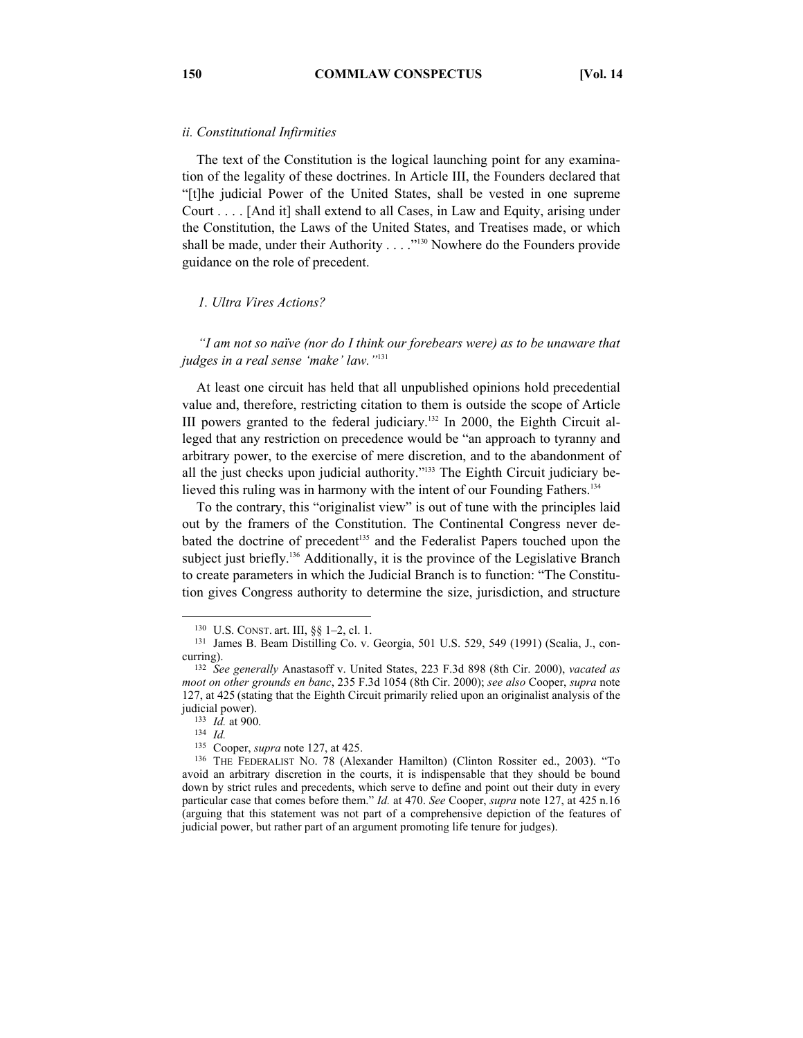*ii. Constitutional Infirmities*

The text of the Constitution is the logical launching point for any examination of the legality of these doctrines. In Article III, the Founders declared that "[t]he judicial Power of the United States, shall be vested in one supreme Court . . . . [And it] shall extend to all Cases, in Law and Equity, arising under the Constitution, the Laws of the United States, and Treatises made, or which shall be made, under their Authority . . . ."[130] Nowhere do the Founders provide guidance on the role of precedent.

*1. Ultra Vires Actions?*

*"I am not so naïve (nor do I think our forebears were) as to be unaware that judges in a real sense 'make' law."*[131]

At least one circuit has held that all unpublished opinions hold precedential value and, therefore, restricting citation to them is outside the scope of Article III powers granted to the federal judiciary.[132] In 2000, the Eighth Circuit alleged that any restriction on precedence would be "an approach to tyranny and arbitrary power, to the exercise of mere discretion, and to the abandonment of all the just checks upon judicial authority."[133] The Eighth Circuit judiciary believed this ruling was in harmony with the intent of our Founding Fathers.[134]

To the contrary, this "originalist view" is out of tune with the principles laid out by the framers of the Constitution. The Continental Congress never debated the doctrine of precedent[135] and the Federalist Papers touched upon the subject just briefly.[136] Additionally, it is the province of the Legislative Branch to create parameters in which the Judicial Branch is to function: "The Constitution gives Congress authority to determine the size, jurisdiction, and structure

---

[130] U.S. CONST. art. III, §§ 1–2, cl. 1.

[131] James B. Beam Distilling Co. v. Georgia, 501 U.S. 529, 549 (1991) (Scalia, J., concurring).

[132] *See generally* Anastasoff v. United States, 223 F.3d 898 (8th Cir. 2000), *vacated as moot on other grounds en banc*, 235 F.3d 1054 (8th Cir. 2000); *see also* Cooper, *supra* note 127, at 425 (stating that the Eighth Circuit primarily relied upon an originalist analysis of the judicial power).

[133] *Id.* at 900.

[134] *Id.*

[135] Cooper, *supra* note 127, at 425.

[136] THE FEDERALIST NO. 78 (Alexander Hamilton) (Clinton Rossiter ed., 2003). "To avoid an arbitrary discretion in the courts, it is indispensable that they should be bound down by strict rules and precedents, which serve to define and point out their duty in every particular case that comes before them." *Id.* at 470. *See* Cooper, *supra* note 127, at 425 n.16 (arguing that this statement was not part of a comprehensive depiction of the features of judicial power, but rather part of an argument promoting life tenure for judges).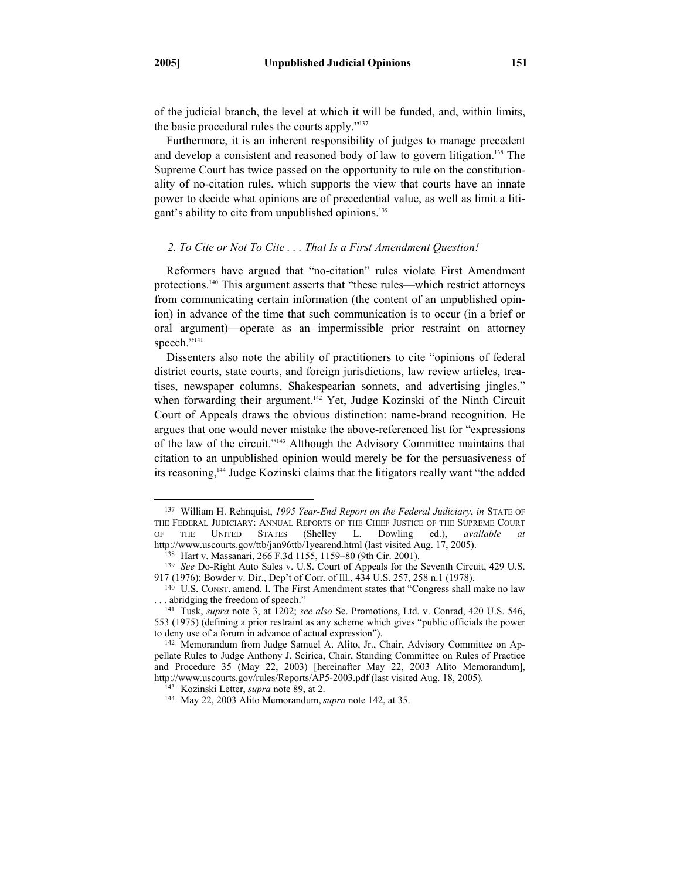of the judicial branch, the level at which it will be funded, and, within limits, the basic procedural rules the courts apply."[137]

Furthermore, it is an inherent responsibility of judges to manage precedent and develop a consistent and reasoned body of law to govern litigation.[138] The Supreme Court has twice passed on the opportunity to rule on the constitutionality of no-citation rules, which supports the view that courts have an innate power to decide what opinions are of precedential value, as well as limit a litigant's ability to cite from unpublished opinions.[139]

### *2. To Cite or Not To Cite . . . That Is a First Amendment Question!*

Reformers have argued that "no-citation" rules violate First Amendment protections.[140] This argument asserts that "these rules—which restrict attorneys from communicating certain information (the content of an unpublished opinion) in advance of the time that such communication is to occur (in a brief or oral argument)—operate as an impermissible prior restraint on attorney speech."[141]

Dissenters also note the ability of practitioners to cite "opinions of federal district courts, state courts, and foreign jurisdictions, law review articles, treatises, newspaper columns, Shakespearian sonnets, and advertising jingles," when forwarding their argument.[142] Yet, Judge Kozinski of the Ninth Circuit Court of Appeals draws the obvious distinction: name-brand recognition. He argues that one would never mistake the above-referenced list for "expressions of the law of the circuit."[143] Although the Advisory Committee maintains that citation to an unpublished opinion would merely be for the persuasiveness of its reasoning,[144] Judge Kozinski claims that the litigators really want "the added

---

[137] William H. Rehnquist, *1995 Year-End Report on the Federal Judiciary*, *in* STATE OF THE FEDERAL JUDICIARY: ANNUAL REPORTS OF THE CHIEF JUSTICE OF THE SUPREME COURT OF THE UNITED STATES (Shelley L. Dowling ed.), *available at* http://www.uscourts.gov/ttb/jan96ttb/1yearend.html (last visited Aug. 17, 2005).

[138] Hart v. Massanari, 266 F.3d 1155, 1159–80 (9th Cir. 2001).

[139] *See* Do-Right Auto Sales v. U.S. Court of Appeals for the Seventh Circuit, 429 U.S. 917 (1976); Bowder v. Dir., Dep't of Corr. of Ill., 434 U.S. 257, 258 n.1 (1978).

[140] U.S. CONST. amend. I. The First Amendment states that "Congress shall make no law . . . abridging the freedom of speech."

[141] Tusk, *supra* note 3, at 1202; *see also* Se. Promotions, Ltd. v. Conrad, 420 U.S. 546, 553 (1975) (defining a prior restraint as any scheme which gives "public officials the power to deny use of a forum in advance of actual expression").

[142] Memorandum from Judge Samuel A. Alito, Jr., Chair, Advisory Committee on Appellate Rules to Judge Anthony J. Scirica, Chair, Standing Committee on Rules of Practice and Procedure 35 (May 22, 2003) [hereinafter May 22, 2003 Alito Memorandum], http://www.uscourts.gov/rules/Reports/AP5-2003.pdf (last visited Aug. 18, 2005).

[143] Kozinski Letter, *supra* note 89, at 2.

[144] May 22, 2003 Alito Memorandum, *supra* note 142, at 35.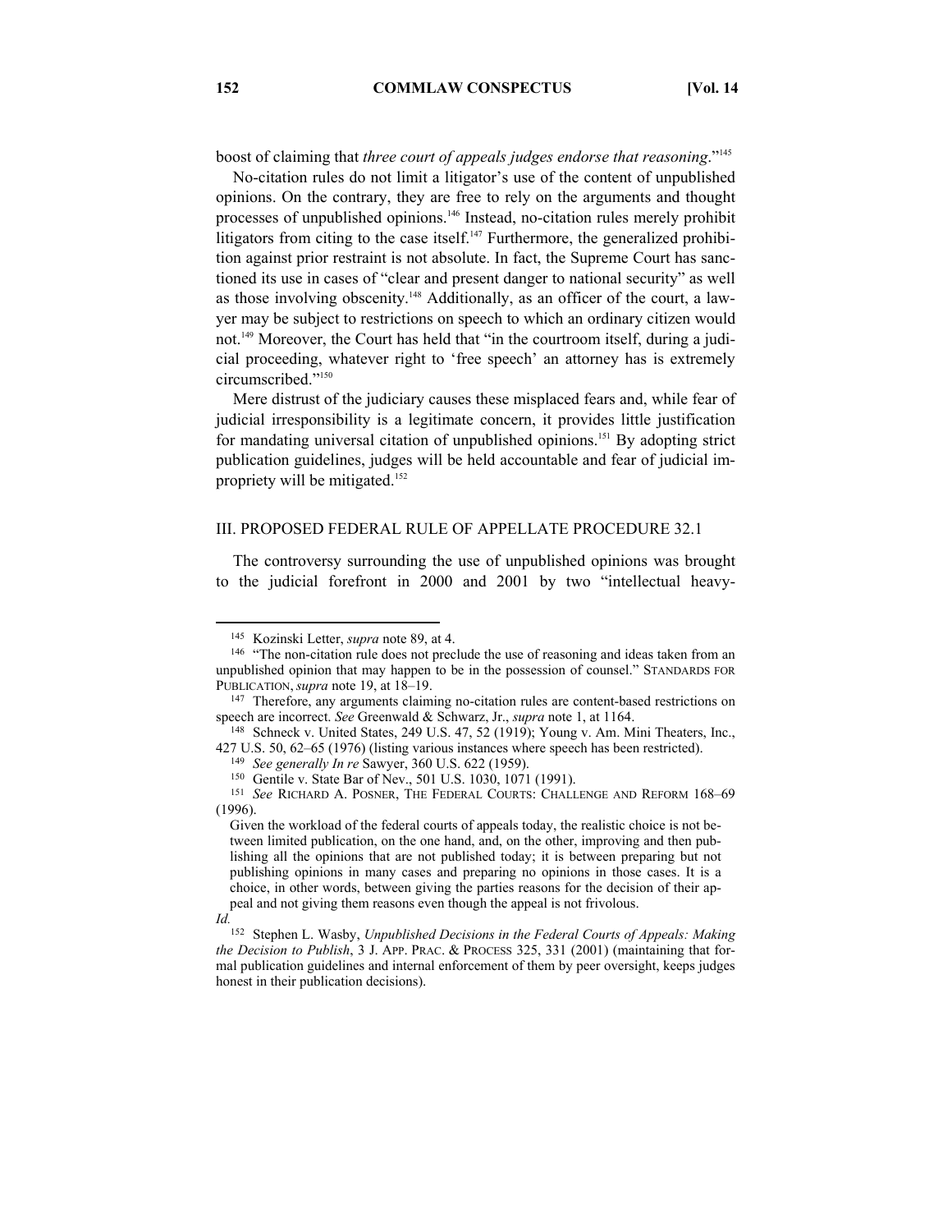boost of claiming that *three court of appeals judges endorse that reasoning*."[145]

No-citation rules do not limit a litigator's use of the content of unpublished opinions. On the contrary, they are free to rely on the arguments and thought processes of unpublished opinions.[146] Instead, no-citation rules merely prohibit litigators from citing to the case itself.[147] Furthermore, the generalized prohibition against prior restraint is not absolute. In fact, the Supreme Court has sanctioned its use in cases of "clear and present danger to national security" as well as those involving obscenity.[148] Additionally, as an officer of the court, a lawyer may be subject to restrictions on speech to which an ordinary citizen would not.[149] Moreover, the Court has held that "in the courtroom itself, during a judicial proceeding, whatever right to 'free speech' an attorney has is extremely circumscribed."[150]

Mere distrust of the judiciary causes these misplaced fears and, while fear of judicial irresponsibility is a legitimate concern, it provides little justification for mandating universal citation of unpublished opinions.[151] By adopting strict publication guidelines, judges will be held accountable and fear of judicial impropriety will be mitigated.[152]

## III. PROPOSED FEDERAL RULE OF APPELLATE PROCEDURE 32.1

The controversy surrounding the use of unpublished opinions was brought to the judicial forefront in 2000 and 2001 by two "intellectual heavy-

---

[145] Kozinski Letter, *supra* note 89, at 4.

[146] "The non-citation rule does not preclude the use of reasoning and ideas taken from an unpublished opinion that may happen to be in the possession of counsel." STANDARDS FOR PUBLICATION, *supra* note 19, at 18–19.

[147] Therefore, any arguments claiming no-citation rules are content-based restrictions on speech are incorrect. *See* Greenwald & Schwarz, Jr., *supra* note 1, at 1164.

[148] Schneck v. United States, 249 U.S. 47, 52 (1919); Young v. Am. Mini Theaters, Inc., 427 U.S. 50, 62–65 (1976) (listing various instances where speech has been restricted).

[149] *See generally In re* Sawyer, 360 U.S. 622 (1959).

[150] Gentile v. State Bar of Nev., 501 U.S. 1030, 1071 (1991).

[151] *See* RICHARD A. POSNER, THE FEDERAL COURTS: CHALLENGE AND REFORM 168–69 (1996).

> Given the workload of the federal courts of appeals today, the realistic choice is not between limited publication, on the one hand, and, on the other, improving and then publishing all the opinions that are not published today; it is between preparing but not publishing opinions in many cases and preparing no opinions in those cases. It is a choice, in other words, between giving the parties reasons for the decision of their appeal and not giving them reasons even though the appeal is not frivolous.

*Id.*

[152] Stephen L. Wasby, *Unpublished Decisions in the Federal Courts of Appeals: Making the Decision to Publish*, 3 J. APP. PRAC. & PROCESS 325, 331 (2001) (maintaining that formal publication guidelines and internal enforcement of them by peer oversight, keeps judges honest in their publication decisions).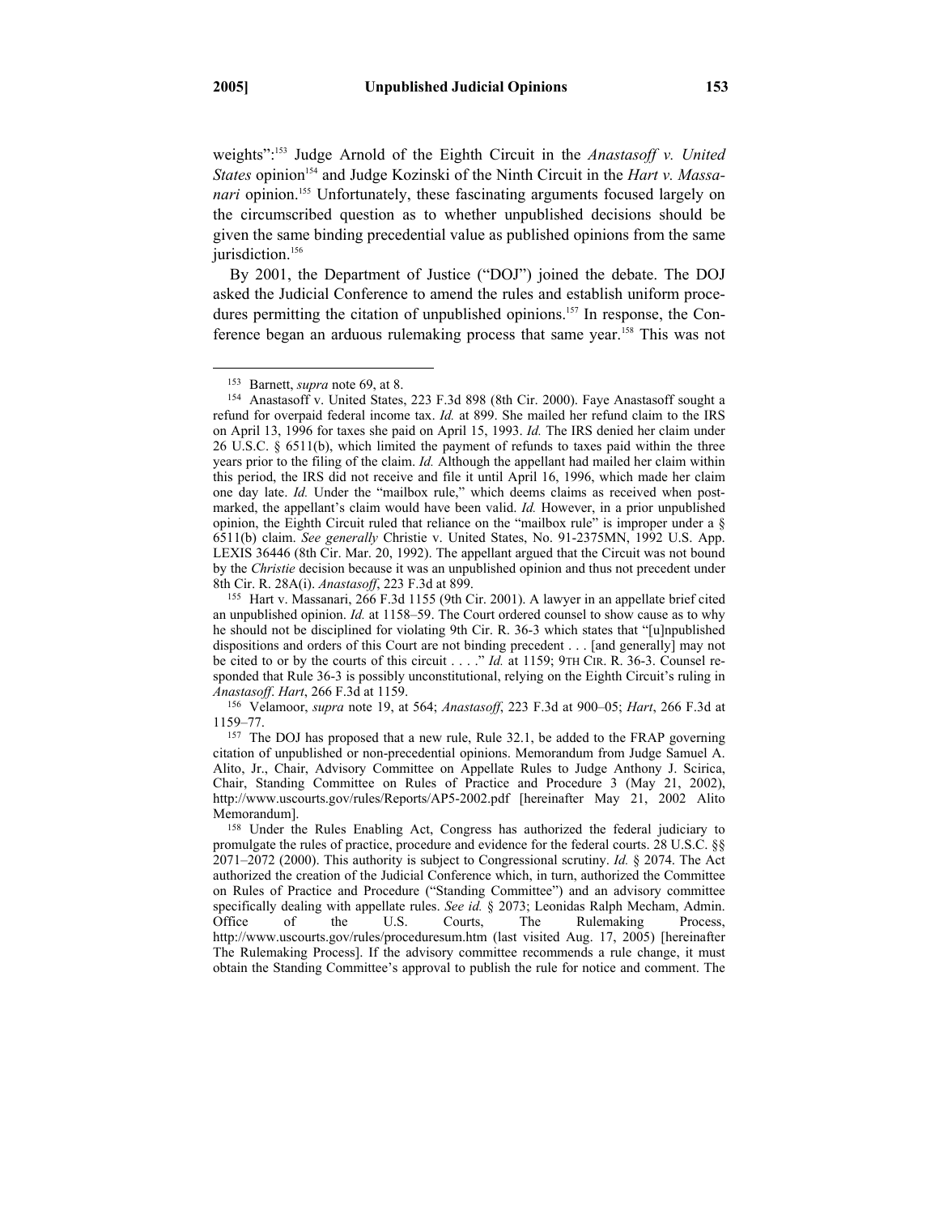weights":[153] Judge Arnold of the Eighth Circuit in the *Anastasoff v. United States* opinion[154] and Judge Kozinski of the Ninth Circuit in the *Hart v. Massanari* opinion.[155] Unfortunately, these fascinating arguments focused largely on the circumscribed question as to whether unpublished decisions should be given the same binding precedential value as published opinions from the same jurisdiction.[156]

By 2001, the Department of Justice ("DOJ") joined the debate. The DOJ asked the Judicial Conference to amend the rules and establish uniform procedures permitting the citation of unpublished opinions.[157] In response, the Conference began an arduous rulemaking process that same year.[158] This was not

---

[153] Barnett, *supra* note 69, at 8.

[154] Anastasoff v. United States, 223 F.3d 898 (8th Cir. 2000). Faye Anastasoff sought a refund for overpaid federal income tax. *Id.* at 899. She mailed her refund claim to the IRS on April 13, 1996 for taxes she paid on April 15, 1993. *Id.* The IRS denied her claim under 26 U.S.C. § 6511(b), which limited the payment of refunds to taxes paid within the three years prior to the filing of the claim. *Id.* Although the appellant had mailed her claim within this period, the IRS did not receive and file it until April 16, 1996, which made her claim one day late. *Id.* Under the "mailbox rule," which deems claims as received when postmarked, the appellant's claim would have been valid. *Id.* However, in a prior unpublished opinion, the Eighth Circuit ruled that reliance on the "mailbox rule" is improper under a § 6511(b) claim. *See generally* Christie v. United States, No. 91-2375MN, 1992 U.S. App. LEXIS 36446 (8th Cir. Mar. 20, 1992). The appellant argued that the Circuit was not bound by the *Christie* decision because it was an unpublished opinion and thus not precedent under 8th Cir. R. 28A(i). *Anastasoff*, 223 F.3d at 899.

[155] Hart v. Massanari, 266 F.3d 1155 (9th Cir. 2001). A lawyer in an appellate brief cited an unpublished opinion. *Id.* at 1158–59. The Court ordered counsel to show cause as to why he should not be disciplined for violating 9th Cir. R. 36-3 which states that "[u]npublished dispositions and orders of this Court are not binding precedent . . . [and generally] may not be cited to or by the courts of this circuit . . . ." *Id.* at 1159; 9TH CIR. R. 36-3. Counsel responded that Rule 36-3 is possibly unconstitutional, relying on the Eighth Circuit's ruling in *Anastasoff*. *Hart*, 266 F.3d at 1159.

[156] Velamoor, *supra* note 19, at 564; *Anastasoff*, 223 F.3d at 900–05; *Hart*, 266 F.3d at 1159–77.

[157] The DOJ has proposed that a new rule, Rule 32.1, be added to the FRAP governing citation of unpublished or non-precedential opinions. Memorandum from Judge Samuel A. Alito, Jr., Chair, Advisory Committee on Appellate Rules to Judge Anthony J. Scirica, Chair, Standing Committee on Rules of Practice and Procedure 3 (May 21, 2002), http://www.uscourts.gov/rules/Reports/AP5-2002.pdf [hereinafter May 21, 2002 Alito Memorandum].

[158] Under the Rules Enabling Act, Congress has authorized the federal judiciary to promulgate the rules of practice, procedure and evidence for the federal courts. 28 U.S.C. §§ 2071–2072 (2000). This authority is subject to Congressional scrutiny. *Id.* § 2074. The Act authorized the creation of the Judicial Conference which, in turn, authorized the Committee on Rules of Practice and Procedure ("Standing Committee") and an advisory committee specifically dealing with appellate rules. *See id.* § 2073; Leonidas Ralph Mecham, Admin. Office of the U.S. Courts, The Rulemaking Process, http://www.uscourts.gov/rules/proceduresum.htm (last visited Aug. 17, 2005) [hereinafter The Rulemaking Process]. If the advisory committee recommends a rule change, it must obtain the Standing Committee's approval to publish the rule for notice and comment. The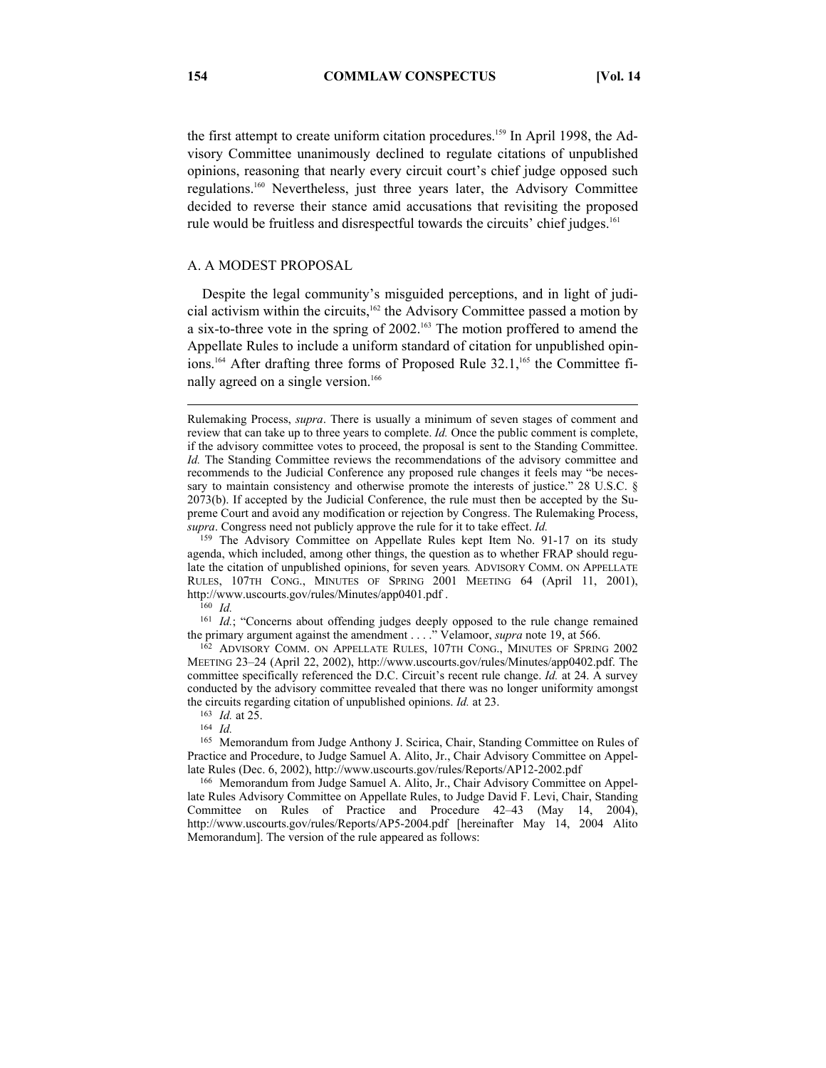the first attempt to create uniform citation procedures.[159] In April 1998, the Advisory Committee unanimously declined to regulate citations of unpublished opinions, reasoning that nearly every circuit court's chief judge opposed such regulations.[160] Nevertheless, just three years later, the Advisory Committee decided to reverse their stance amid accusations that revisiting the proposed rule would be fruitless and disrespectful towards the circuits' chief judges.[161]

### A. A MODEST PROPOSAL

Despite the legal community's misguided perceptions, and in light of judicial activism within the circuits,[162] the Advisory Committee passed a motion by a six-to-three vote in the spring of 2002.[163] The motion proffered to amend the Appellate Rules to include a uniform standard of citation for unpublished opinions.[164] After drafting three forms of Proposed Rule 32.1,[165] the Committee finally agreed on a single version.[166]

---

Rulemaking Process, *supra*. There is usually a minimum of seven stages of comment and review that can take up to three years to complete. *Id.* Once the public comment is complete, if the advisory committee votes to proceed, the proposal is sent to the Standing Committee. *Id.* The Standing Committee reviews the recommendations of the advisory committee and recommends to the Judicial Conference any proposed rule changes it feels may "be necessary to maintain consistency and otherwise promote the interests of justice." 28 U.S.C. § 2073(b). If accepted by the Judicial Conference, the rule must then be accepted by the Supreme Court and avoid any modification or rejection by Congress. The Rulemaking Process, *supra*. Congress need not publicly approve the rule for it to take effect. *Id.*

[159] The Advisory Committee on Appellate Rules kept Item No. 91-17 on its study agenda, which included, among other things, the question as to whether FRAP should regulate the citation of unpublished opinions, for seven years*.* ADVISORY COMM. ON APPELLATE RULES, 107TH CONG., MINUTES OF SPRING 2001 MEETING 64 (April 11, 2001), http://www.uscourts.gov/rules/Minutes/app0401.pdf .

[160] *Id.*

[161] *Id.*; "Concerns about offending judges deeply opposed to the rule change remained the primary argument against the amendment . . . ." Velamoor, *supra* note 19, at 566.

[162] ADVISORY COMM. ON APPELLATE RULES, 107TH CONG., MINUTES OF SPRING 2002 MEETING 23–24 (April 22, 2002), http://www.uscourts.gov/rules/Minutes/app0402.pdf. The committee specifically referenced the D.C. Circuit's recent rule change. *Id.* at 24. A survey conducted by the advisory committee revealed that there was no longer uniformity amongst the circuits regarding citation of unpublished opinions. *Id.* at 23.

[163] *Id.* at 25.

[164] *Id.*

[165] Memorandum from Judge Anthony J. Scirica, Chair, Standing Committee on Rules of Practice and Procedure, to Judge Samuel A. Alito, Jr., Chair Advisory Committee on Appellate Rules (Dec. 6, 2002), http://www.uscourts.gov/rules/Reports/AP12-2002.pdf

[166] Memorandum from Judge Samuel A. Alito, Jr., Chair Advisory Committee on Appellate Rules Advisory Committee on Appellate Rules, to Judge David F. Levi, Chair, Standing Committee on Rules of Practice and Procedure 42–43 (May 14, 2004), http://www.uscourts.gov/rules/Reports/AP5-2004.pdf [hereinafter May 14, 2004 Alito Memorandum]. The version of the rule appeared as follows: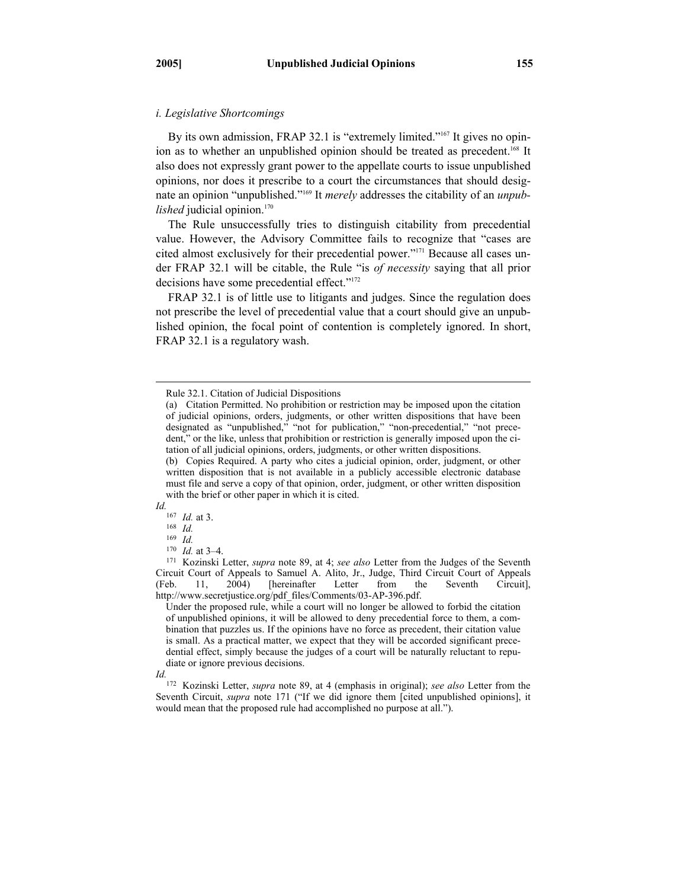*i. Legislative Shortcomings*

By its own admission, FRAP 32.1 is "extremely limited."[167] It gives no opinion as to whether an unpublished opinion should be treated as precedent.[168] It also does not expressly grant power to the appellate courts to issue unpublished opinions, nor does it prescribe to a court the circumstances that should designate an opinion "unpublished."[169] It *merely* addresses the citability of an *unpublished* judicial opinion.[170]

The Rule unsuccessfully tries to distinguish citability from precedential value. However, the Advisory Committee fails to recognize that "cases are cited almost exclusively for their precedential power."[171] Because all cases under FRAP 32.1 will be citable, the Rule "is *of necessity* saying that all prior decisions have some precedential effect."[172]

FRAP 32.1 is of little use to litigants and judges. Since the regulation does not prescribe the level of precedential value that a court should give an unpublished opinion, the focal point of contention is completely ignored. In short, FRAP 32.1 is a regulatory wash.

---

> Rule 32.1. Citation of Judicial Dispositions
>
> (a) Citation Permitted. No prohibition or restriction may be imposed upon the citation of judicial opinions, orders, judgments, or other written dispositions that have been designated as "unpublished," "not for publication," "non-precedential," "not precedent," or the like, unless that prohibition or restriction is generally imposed upon the citation of all judicial opinions, orders, judgments, or other written dispositions.
>
> (b) Copies Required. A party who cites a judicial opinion, order, judgment, or other written disposition that is not available in a publicly accessible electronic database must file and serve a copy of that opinion, order, judgment, or other written disposition with the brief or other paper in which it is cited.

*Id.*

[167] *Id.* at 3.

[168] *Id.*

[169] *Id.*

[170] *Id.* at 3–4.

[171] Kozinski Letter, *supra* note 89, at 4; *see also* Letter from the Judges of the Seventh Circuit Court of Appeals to Samuel A. Alito, Jr., Judge, Third Circuit Court of Appeals (Feb. 11, 2004) [hereinafter Letter from the Seventh Circuit], http://www.secretjustice.org/pdf_files/Comments/03-AP-396.pdf.

> Under the proposed rule, while a court will no longer be allowed to forbid the citation of unpublished opinions, it will be allowed to deny precedential force to them, a combination that puzzles us. If the opinions have no force as precedent, their citation value is small. As a practical matter, we expect that they will be accorded significant precedential effect, simply because the judges of a court will be naturally reluctant to repudiate or ignore previous decisions.

*Id.*

[172] Kozinski Letter, *supra* note 89, at 4 (emphasis in original); *see also* Letter from the Seventh Circuit, *supra* note 171 ("If we did ignore them [cited unpublished opinions], it would mean that the proposed rule had accomplished no purpose at all.").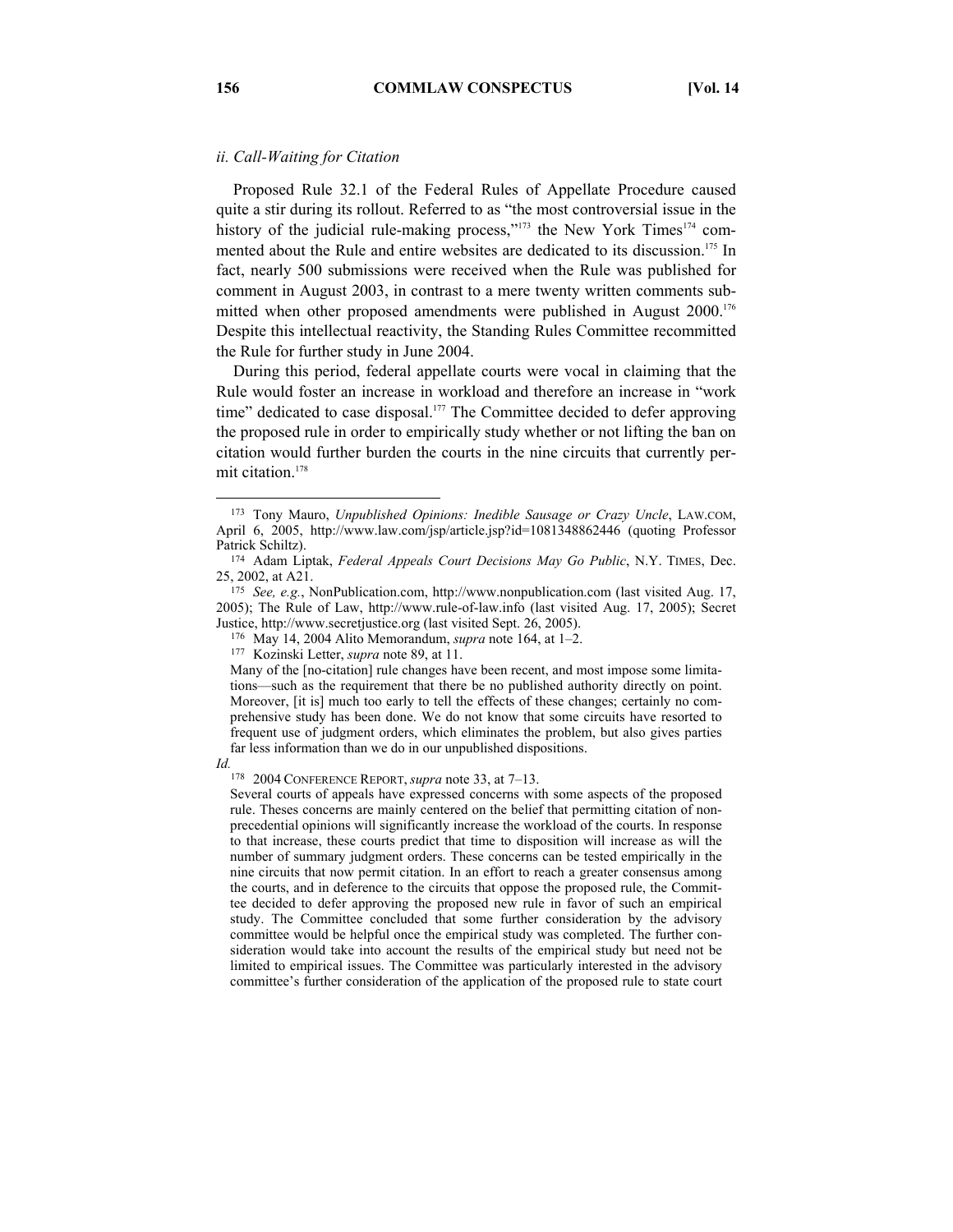*ii. Call-Waiting for Citation*

Proposed Rule 32.1 of the Federal Rules of Appellate Procedure caused quite a stir during its rollout. Referred to as "the most controversial issue in the history of the judicial rule-making process,"[173] the New York Times[174] commented about the Rule and entire websites are dedicated to its discussion.[175] In fact, nearly 500 submissions were received when the Rule was published for comment in August 2003, in contrast to a mere twenty written comments submitted when other proposed amendments were published in August 2000.[176] Despite this intellectual reactivity, the Standing Rules Committee recommitted the Rule for further study in June 2004.

During this period, federal appellate courts were vocal in claiming that the Rule would foster an increase in workload and therefore an increase in "work time" dedicated to case disposal.[177] The Committee decided to defer approving the proposed rule in order to empirically study whether or not lifting the ban on citation would further burden the courts in the nine circuits that currently permit citation.[178]

---

[173] Tony Mauro, *Unpublished Opinions: Inedible Sausage or Crazy Uncle*, LAW.COM, April 6, 2005, http://www.law.com/jsp/article.jsp?id=1081348862446 (quoting Professor Patrick Schiltz).

[174] Adam Liptak, *Federal Appeals Court Decisions May Go Public*, N.Y. TIMES, Dec. 25, 2002, at A21.

[175] *See, e.g.*, NonPublication.com, http://www.nonpublication.com (last visited Aug. 17, 2005); The Rule of Law, http://www.rule-of-law.info (last visited Aug. 17, 2005); Secret Justice, http://www.secretjustice.org (last visited Sept. 26, 2005).

[176] May 14, 2004 Alito Memorandum, *supra* note 164, at 1–2.

[177] Kozinski Letter, *supra* note 89, at 11.

> Many of the [no-citation] rule changes have been recent, and most impose some limitations—such as the requirement that there be no published authority directly on point. Moreover, [it is] much too early to tell the effects of these changes; certainly no comprehensive study has been done. We do not know that some circuits have resorted to frequent use of judgment orders, which eliminates the problem, but also gives parties far less information than we do in our unpublished dispositions.

*Id.*

[178] 2004 CONFERENCE REPORT, *supra* note 33, at 7–13.

> Several courts of appeals have expressed concerns with some aspects of the proposed rule. Theses concerns are mainly centered on the belief that permitting citation of non-precedential opinions will significantly increase the workload of the courts. In response to that increase, these courts predict that time to disposition will increase as will the number of summary judgment orders. These concerns can be tested empirically in the nine circuits that now permit citation. In an effort to reach a greater consensus among the courts, and in deference to the circuits that oppose the proposed rule, the Committee decided to defer approving the proposed new rule in favor of such an empirical study. The Committee concluded that some further consideration by the advisory committee would be helpful once the empirical study was completed. The further consideration would take into account the results of the empirical study but need not be limited to empirical issues. The Committee was particularly interested in the advisory committee's further consideration of the application of the proposed rule to state court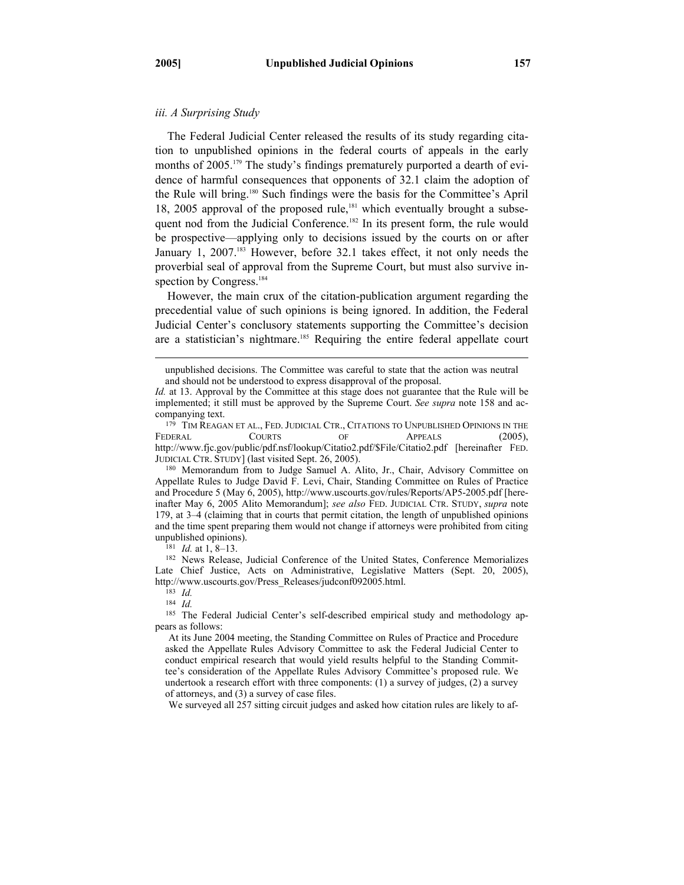### *iii. A Surprising Study*

The Federal Judicial Center released the results of its study regarding citation to unpublished opinions in the federal courts of appeals in the early months of 2005.[179] The study's findings prematurely purported a dearth of evidence of harmful consequences that opponents of 32.1 claim the adoption of the Rule will bring.[180] Such findings were the basis for the Committee's April 18, 2005 approval of the proposed rule,[181] which eventually brought a subsequent nod from the Judicial Conference.[182] In its present form, the rule would be prospective—applying only to decisions issued by the courts on or after January 1, 2007.[183] However, before 32.1 takes effect, it not only needs the proverbial seal of approval from the Supreme Court, but must also survive inspection by Congress.[184]

However, the main crux of the citation-publication argument regarding the precedential value of such opinions is being ignored. In addition, the Federal Judicial Center's conclusory statements supporting the Committee's decision are a statistician's nightmare.[185] Requiring the entire federal appellate court

---

> unpublished decisions. The Committee was careful to state that the action was neutral and should not be understood to express disapproval of the proposal.

*Id.* at 13. Approval by the Committee at this stage does not guarantee that the Rule will be implemented; it still must be approved by the Supreme Court. *See supra* note 158 and accompanying text.

[179] TIM REAGAN ET AL., FED. JUDICIAL CTR., CITATIONS TO UNPUBLISHED OPINIONS IN THE FEDERAL COURTS OF APPEALS (2005), http://www.fjc.gov/public/pdf.nsf/lookup/Citatio2.pdf/$File/Citatio2.pdf [hereinafter FED. JUDICIAL CTR. STUDY] (last visited Sept. 26, 2005).

[180] Memorandum from to Judge Samuel A. Alito, Jr., Chair, Advisory Committee on Appellate Rules to Judge David F. Levi, Chair, Standing Committee on Rules of Practice and Procedure 5 (May 6, 2005), http://www.uscourts.gov/rules/Reports/AP5-2005.pdf [hereinafter May 6, 2005 Alito Memorandum]; *see also* FED. JUDICIAL CTR. STUDY, *supra* note 179, at 3–4 (claiming that in courts that permit citation, the length of unpublished opinions and the time spent preparing them would not change if attorneys were prohibited from citing unpublished opinions).

[181] *Id.* at 1, 8–13.

[182] News Release, Judicial Conference of the United States, Conference Memorializes Late Chief Justice, Acts on Administrative, Legislative Matters (Sept. 20, 2005), http://www.uscourts.gov/Press_Releases/judconf092005.html.

[183] *Id.*

[184] *Id.*

[185] The Federal Judicial Center's self-described empirical study and methodology appears as follows:

> At its June 2004 meeting, the Standing Committee on Rules of Practice and Procedure asked the Appellate Rules Advisory Committee to ask the Federal Judicial Center to conduct empirical research that would yield results helpful to the Standing Committee's consideration of the Appellate Rules Advisory Committee's proposed rule. We undertook a research effort with three components: (1) a survey of judges, (2) a survey of attorneys, and (3) a survey of case files.
>
> We surveyed all 257 sitting circuit judges and asked how citation rules are likely to af-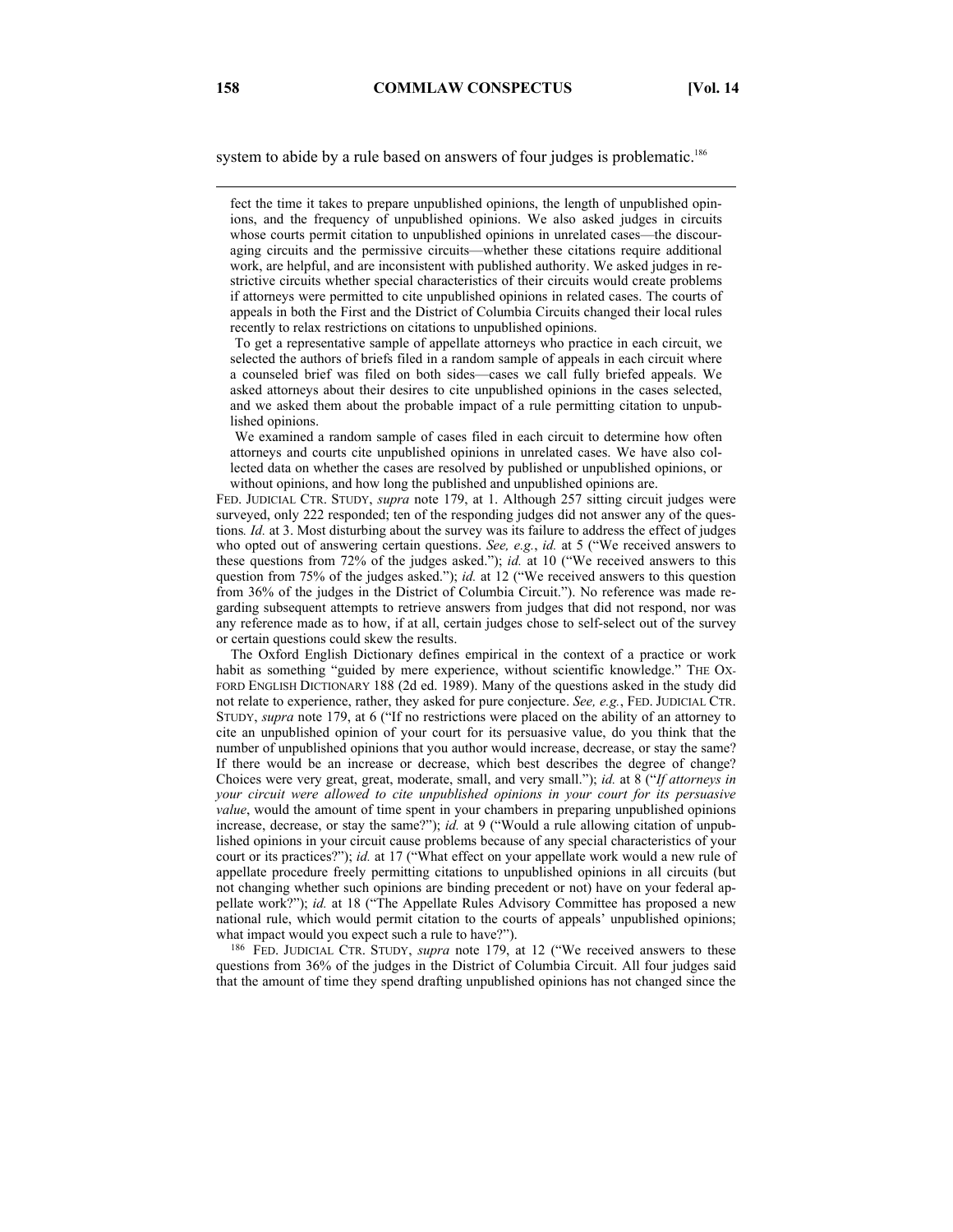system to abide by a rule based on answers of four judges is problematic.[186]

---

fect the time it takes to prepare unpublished opinions, the length of unpublished opinions, and the frequency of unpublished opinions. We also asked judges in circuits whose courts permit citation to unpublished opinions in unrelated cases—the discouraging circuits and the permissive circuits—whether these citations require additional work, are helpful, and are inconsistent with published authority. We asked judges in restrictive circuits whether special characteristics of their circuits would create problems if attorneys were permitted to cite unpublished opinions in related cases. The courts of appeals in both the First and the District of Columbia Circuits changed their local rules recently to relax restrictions on citations to unpublished opinions.

> To get a representative sample of appellate attorneys who practice in each circuit, we selected the authors of briefs filed in a random sample of appeals in each circuit where a counseled brief was filed on both sides—cases we call fully briefed appeals. We asked attorneys about their desires to cite unpublished opinions in the cases selected, and we asked them about the probable impact of a rule permitting citation to unpublished opinions.
>
> We examined a random sample of cases filed in each circuit to determine how often attorneys and courts cite unpublished opinions in unrelated cases. We have also collected data on whether the cases are resolved by published or unpublished opinions, or without opinions, and how long the published and unpublished opinions are.

FED. JUDICIAL CTR. STUDY, *supra* note 179, at 1. Although 257 sitting circuit judges were surveyed, only 222 responded; ten of the responding judges did not answer any of the questions. *Id.* at 3. Most disturbing about the survey was its failure to address the effect of judges who opted out of answering certain questions. *See, e.g.*, *id.* at 5 ("We received answers to these questions from 72% of the judges asked."); *id.* at 10 ("We received answers to this question from 75% of the judges asked."); *id.* at 12 ("We received answers to this question from 36% of the judges in the District of Columbia Circuit."). No reference was made regarding subsequent attempts to retrieve answers from judges that did not respond, nor was any reference made as to how, if at all, certain judges chose to self-select out of the survey or certain questions could skew the results.

The Oxford English Dictionary defines empirical in the context of a practice or work habit as something "guided by mere experience, without scientific knowledge." THE OXFORD ENGLISH DICTIONARY 188 (2d ed. 1989). Many of the questions asked in the study did not relate to experience, rather, they asked for pure conjecture. *See, e.g.*, FED. JUDICIAL CTR. STUDY, *supra* note 179, at 6 ("If no restrictions were placed on the ability of an attorney to cite an unpublished opinion of your court for its persuasive value, do you think that the number of unpublished opinions that you author would increase, decrease, or stay the same? If there would be an increase or decrease, which best describes the degree of change? Choices were very great, great, moderate, small, and very small."); *id.* at 8 ("*If attorneys in your circuit were allowed to cite unpublished opinions in your court for its persuasive value*, would the amount of time spent in your chambers in preparing unpublished opinions increase, decrease, or stay the same?"); *id.* at 9 ("Would a rule allowing citation of unpublished opinions in your circuit cause problems because of any special characteristics of your court or its practices?"); *id.* at 17 ("What effect on your appellate work would a new rule of appellate procedure freely permitting citations to unpublished opinions in all circuits (but not changing whether such opinions are binding precedent or not) have on your federal appellate work?"); *id.* at 18 ("The Appellate Rules Advisory Committee has proposed a new national rule, which would permit citation to the courts of appeals' unpublished opinions; what impact would you expect such a rule to have?").

[186] FED. JUDICIAL CTR. STUDY, *supra* note 179, at 12 ("We received answers to these questions from 36% of the judges in the District of Columbia Circuit. All four judges said that the amount of time they spend drafting unpublished opinions has not changed since the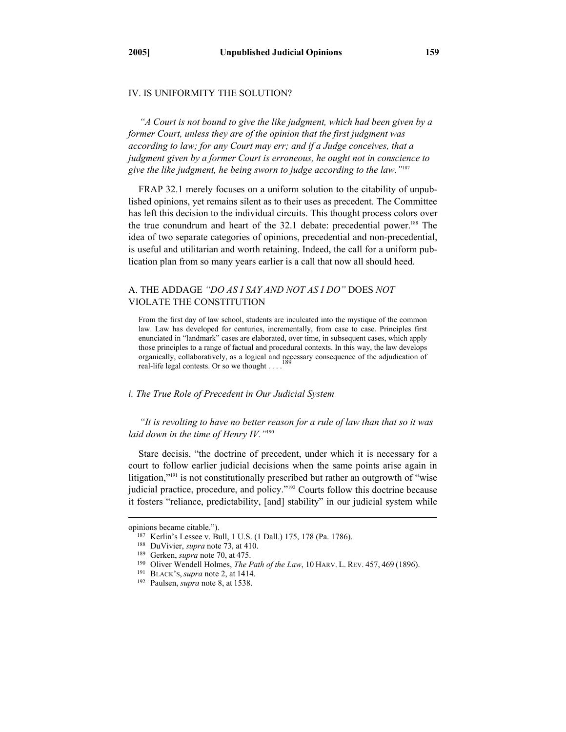## IV. IS UNIFORMITY THE SOLUTION?

*"A Court is not bound to give the like judgment, which had been given by a former Court, unless they are of the opinion that the first judgment was according to law; for any Court may err; and if a Judge conceives, that a judgment given by a former Court is erroneous, he ought not in conscience to give the like judgment, he being sworn to judge according to the law."*[187]

FRAP 32.1 merely focuses on a uniform solution to the citability of unpublished opinions, yet remains silent as to their uses as precedent. The Committee has left this decision to the individual circuits. This thought process colors over the true conundrum and heart of the 32.1 debate: precedential power.[188] The idea of two separate categories of opinions, precedential and non-precedential, is useful and utilitarian and worth retaining. Indeed, the call for a uniform publication plan from so many years earlier is a call that now all should heed.

### A. THE ADDAGE *"DO AS I SAY AND NOT AS I DO"* DOES *NOT* VIOLATE THE CONSTITUTION

> From the first day of law school, students are inculcated into the mystique of the common law. Law has developed for centuries, incrementally, from case to case. Principles first enunciated in "landmark" cases are elaborated, over time, in subsequent cases, which apply those principles to a range of factual and procedural contexts. In this way, the law develops organically, collaboratively, as a logical and necessary consequence of the adjudication of real-life legal contests. Or so we thought . . . .[189]

#### *i. The True Role of Precedent in Our Judicial System*

*"It is revolting to have no better reason for a rule of law than that so it was laid down in the time of Henry IV."*[190]

Stare decisis, "the doctrine of precedent, under which it is necessary for a court to follow earlier judicial decisions when the same points arise again in litigation,"[191] is not constitutionally prescribed but rather an outgrowth of "wise judicial practice, procedure, and policy."[192] Courts follow this doctrine because it fosters "reliance, predictability, [and] stability" in our judicial system while

---

opinions became citable.").

[187] Kerlin's Lessee v. Bull, 1 U.S. (1 Dall.) 175, 178 (Pa. 1786).

[188] DuVivier, *supra* note 73, at 410.

[189] Gerken, *supra* note 70, at 475.

[190] Oliver Wendell Holmes, *The Path of the Law*, 10 HARV. L. REV. 457, 469 (1896).

[191] BLACK'S, *supra* note 2, at 1414.

[192] Paulsen, *supra* note 8, at 1538.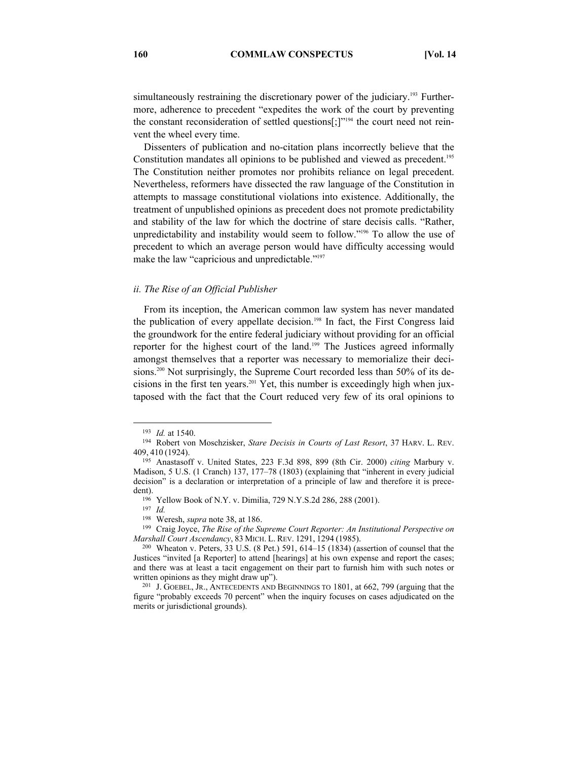simultaneously restraining the discretionary power of the judiciary.[193] Furthermore, adherence to precedent "expedites the work of the court by preventing the constant reconsideration of settled questions[;]"[194] the court need not reinvent the wheel every time.

Dissenters of publication and no-citation plans incorrectly believe that the Constitution mandates all opinions to be published and viewed as precedent.[195] The Constitution neither promotes nor prohibits reliance on legal precedent. Nevertheless, reformers have dissected the raw language of the Constitution in attempts to massage constitutional violations into existence. Additionally, the treatment of unpublished opinions as precedent does not promote predictability and stability of the law for which the doctrine of stare decisis calls. "Rather, unpredictability and instability would seem to follow."[196] To allow the use of precedent to which an average person would have difficulty accessing would make the law "capricious and unpredictable."[197]

### *ii. The Rise of an Official Publisher*

From its inception, the American common law system has never mandated the publication of every appellate decision.[198] In fact, the First Congress laid the groundwork for the entire federal judiciary without providing for an official reporter for the highest court of the land.[199] The Justices agreed informally amongst themselves that a reporter was necessary to memorialize their decisions.[200] Not surprisingly, the Supreme Court recorded less than 50% of its decisions in the first ten years.[201] Yet, this number is exceedingly high when juxtaposed with the fact that the Court reduced very few of its oral opinions to

---

[193] *Id.* at 1540.

[194] Robert von Moschzisker, *Stare Decisis in Courts of Last Resort*, 37 HARV. L. REV. 409, 410 (1924).

[195] Anastasoff v. United States, 223 F.3d 898, 899 (8th Cir. 2000) *citing* Marbury v. Madison, 5 U.S. (1 Cranch) 137, 177–78 (1803) (explaining that "inherent in every judicial decision" is a declaration or interpretation of a principle of law and therefore it is precedent).

[196] Yellow Book of N.Y. v. Dimilia, 729 N.Y.S.2d 286, 288 (2001).

[197] *Id.*

[198] Weresh, *supra* note 38, at 186.

[199] Craig Joyce, *The Rise of the Supreme Court Reporter: An Institutional Perspective on Marshall Court Ascendancy*, 83 MICH. L. REV. 1291, 1294 (1985).

[200] Wheaton v. Peters, 33 U.S. (8 Pet.) 591, 614–15 (1834) (assertion of counsel that the Justices "invited [a Reporter] to attend [hearings] at his own expense and report the cases; and there was at least a tacit engagement on their part to furnish him with such notes or written opinions as they might draw up").

[201] J. GOEBEL, JR., ANTECEDENTS AND BEGINNINGS TO 1801, at 662, 799 (arguing that the figure "probably exceeds 70 percent" when the inquiry focuses on cases adjudicated on the merits or jurisdictional grounds).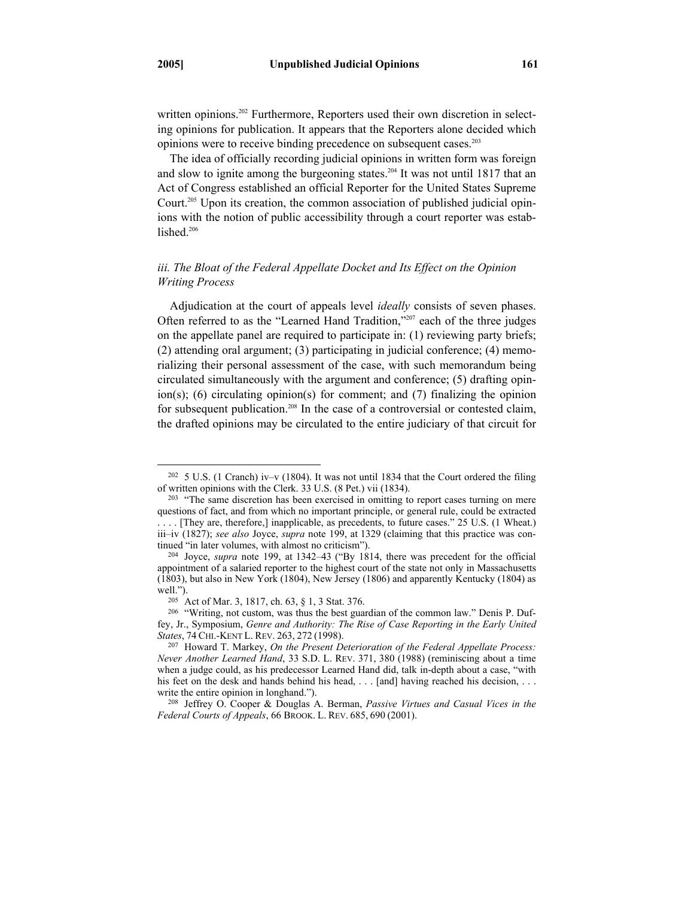written opinions.[202] Furthermore, Reporters used their own discretion in selecting opinions for publication. It appears that the Reporters alone decided which opinions were to receive binding precedence on subsequent cases.[203]

The idea of officially recording judicial opinions in written form was foreign and slow to ignite among the burgeoning states.[204] It was not until 1817 that an Act of Congress established an official Reporter for the United States Supreme Court.[205] Upon its creation, the common association of published judicial opinions with the notion of public accessibility through a court reporter was established.[206]

### *iii. The Bloat of the Federal Appellate Docket and Its Effect on the Opinion Writing Process*

Adjudication at the court of appeals level *ideally* consists of seven phases. Often referred to as the "Learned Hand Tradition,"[207] each of the three judges on the appellate panel are required to participate in: (1) reviewing party briefs; (2) attending oral argument; (3) participating in judicial conference; (4) memorializing their personal assessment of the case, with such memorandum being circulated simultaneously with the argument and conference; (5) drafting opinion(s); (6) circulating opinion(s) for comment; and (7) finalizing the opinion for subsequent publication.[208] In the case of a controversial or contested claim, the drafted opinions may be circulated to the entire judiciary of that circuit for

---

[202] 5 U.S. (1 Cranch) iv–v (1804). It was not until 1834 that the Court ordered the filing of written opinions with the Clerk. 33 U.S. (8 Pet.) vii (1834).

[203] "The same discretion has been exercised in omitting to report cases turning on mere questions of fact, and from which no important principle, or general rule, could be extracted . . . . [They are, therefore,] inapplicable, as precedents, to future cases." 25 U.S. (1 Wheat.) iii–iv (1827); *see also* Joyce, *supra* note 199, at 1329 (claiming that this practice was continued "in later volumes, with almost no criticism").

[204] Joyce, *supra* note 199, at 1342–43 ("By 1814, there was precedent for the official appointment of a salaried reporter to the highest court of the state not only in Massachusetts (1803), but also in New York (1804), New Jersey (1806) and apparently Kentucky (1804) as well.").

[205] Act of Mar. 3, 1817, ch. 63, § 1, 3 Stat. 376.

[206] "Writing, not custom, was thus the best guardian of the common law." Denis P. Duffey, Jr., Symposium, *Genre and Authority: The Rise of Case Reporting in the Early United States*, 74 CHI.-KENT L. REV. 263, 272 (1998).

[207] Howard T. Markey, *On the Present Deterioration of the Federal Appellate Process: Never Another Learned Hand*, 33 S.D. L. REV. 371, 380 (1988) (reminiscing about a time when a judge could, as his predecessor Learned Hand did, talk in-depth about a case, "with his feet on the desk and hands behind his head, . . . [and] having reached his decision, . . . write the entire opinion in longhand.").

[208] Jeffrey O. Cooper & Douglas A. Berman, *Passive Virtues and Casual Vices in the Federal Courts of Appeals*, 66 BROOK. L. REV. 685, 690 (2001).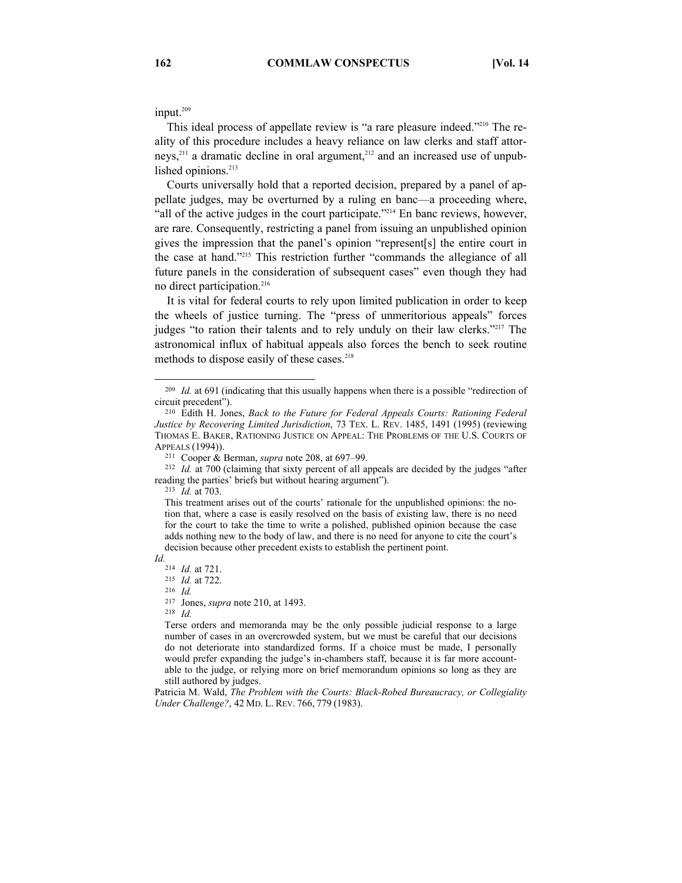input.[209]

This ideal process of appellate review is "a rare pleasure indeed."[210] The reality of this procedure includes a heavy reliance on law clerks and staff attorneys,[211] a dramatic decline in oral argument,[212] and an increased use of unpublished opinions.[213]

Courts universally hold that a reported decision, prepared by a panel of appellate judges, may be overturned by a ruling en banc—a proceeding where, "all of the active judges in the court participate."[214] En banc reviews, however, are rare. Consequently, restricting a panel from issuing an unpublished opinion gives the impression that the panel's opinion "represent[s] the entire court in the case at hand."[215] This restriction further "commands the allegiance of all future panels in the consideration of subsequent cases" even though they had no direct participation.[216]

It is vital for federal courts to rely upon limited publication in order to keep the wheels of justice turning. The "press of unmeritorious appeals" forces judges "to ration their talents and to rely unduly on their law clerks."[217] The astronomical influx of habitual appeals also forces the bench to seek routine methods to dispose easily of these cases.[218]

---

[209] *Id.* at 691 (indicating that this usually happens when there is a possible "redirection of circuit precedent").

[210] Edith H. Jones, *Back to the Future for Federal Appeals Courts: Rationing Federal Justice by Recovering Limited Jurisdiction*, 73 TEX. L. REV. 1485, 1491 (1995) (reviewing THOMAS E. BAKER, RATIONING JUSTICE ON APPEAL: THE PROBLEMS OF THE U.S. COURTS OF APPEALS (1994)).

[211] Cooper & Berman, *supra* note 208, at 697–99.

[212] *Id.* at 700 (claiming that sixty percent of all appeals are decided by the judges "after reading the parties' briefs but without hearing argument").

[213] *Id.* at 703.

> This treatment arises out of the courts' rationale for the unpublished opinions: the notion that, where a case is easily resolved on the basis of existing law, there is no need for the court to take the time to write a polished, published opinion because the case adds nothing new to the body of law, and there is no need for anyone to cite the court's decision because other precedent exists to establish the pertinent point.

*Id.*

[214] *Id.* at 721.

[215] *Id.* at 722.

[216] *Id.*

[217] Jones, *supra* note 210, at 1493.

[218] *Id.*

> Terse orders and memoranda may be the only possible judicial response to a large number of cases in an overcrowded system, but we must be careful that our decisions do not deteriorate into standardized forms. If a choice must be made, I personally would prefer expanding the judge's in-chambers staff, because it is far more accountable to the judge, or relying more on brief memorandum opinions so long as they are still authored by judges.

Patricia M. Wald, *The Problem with the Courts: Black-Robed Bureaucracy, or Collegiality Under Challenge?*, 42 MD. L. REV. 766, 779 (1983).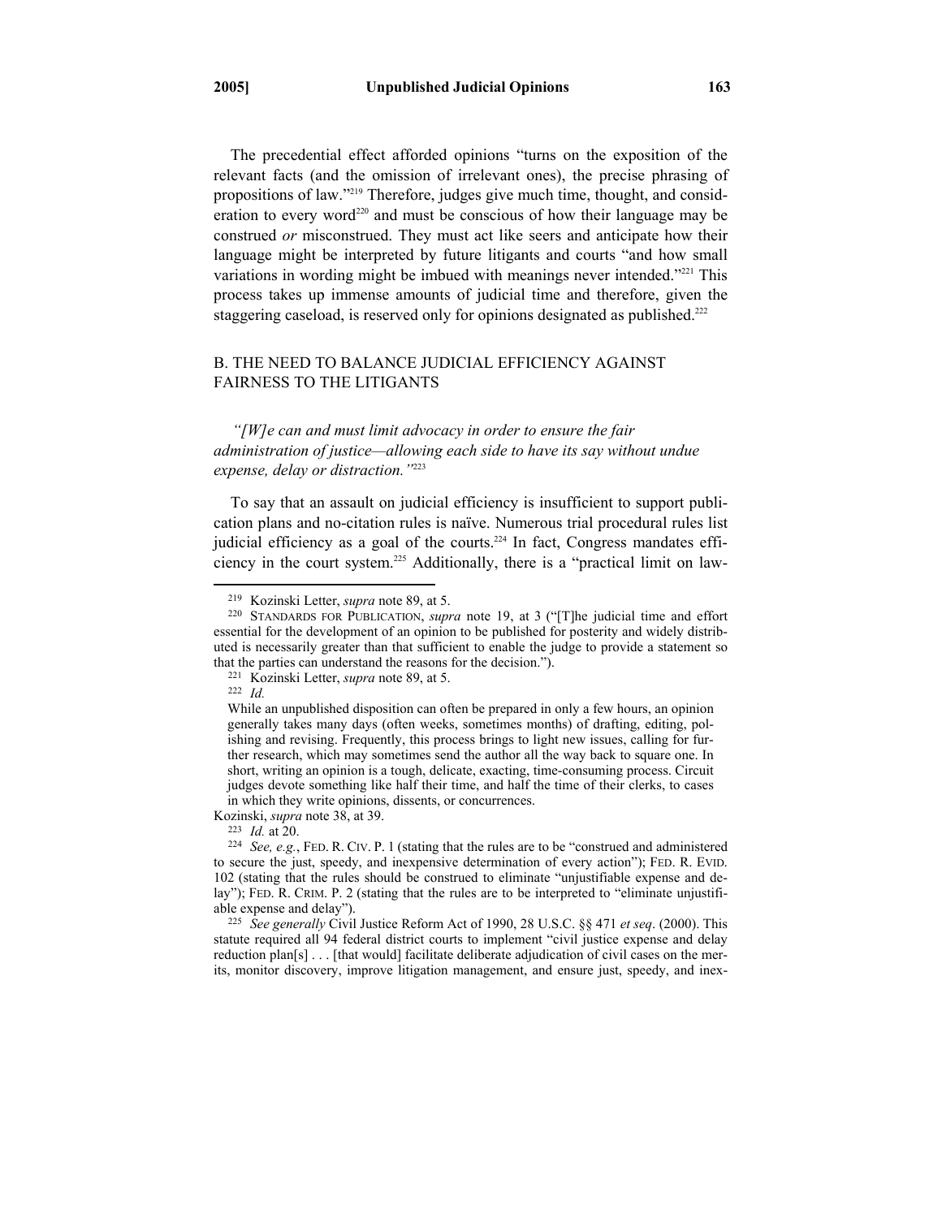The precedential effect afforded opinions "turns on the exposition of the relevant facts (and the omission of irrelevant ones), the precise phrasing of propositions of law."[219] Therefore, judges give much time, thought, and consideration to every word[220] and must be conscious of how their language may be construed *or* misconstrued. They must act like seers and anticipate how their language might be interpreted by future litigants and courts "and how small variations in wording might be imbued with meanings never intended."[221] This process takes up immense amounts of judicial time and therefore, given the staggering caseload, is reserved only for opinions designated as published.[222]

## B. THE NEED TO BALANCE JUDICIAL EFFICIENCY AGAINST FAIRNESS TO THE LITIGANTS

*"[W]e can and must limit advocacy in order to ensure the fair administration of justice—allowing each side to have its say without undue expense, delay or distraction."*[223]

To say that an assault on judicial efficiency is insufficient to support publication plans and no-citation rules is naïve. Numerous trial procedural rules list judicial efficiency as a goal of the courts.[224] In fact, Congress mandates efficiency in the court system.[225] Additionally, there is a "practical limit on law-

---

[219] Kozinski Letter, *supra* note 89, at 5.

[220] STANDARDS FOR PUBLICATION, *supra* note 19, at 3 ("[T]he judicial time and effort essential for the development of an opinion to be published for posterity and widely distributed is necessarily greater than that sufficient to enable the judge to provide a statement so that the parties can understand the reasons for the decision.").

[221] Kozinski Letter, *supra* note 89, at 5.

[222] *Id.*

> While an unpublished disposition can often be prepared in only a few hours, an opinion generally takes many days (often weeks, sometimes months) of drafting, editing, polishing and revising. Frequently, this process brings to light new issues, calling for further research, which may sometimes send the author all the way back to square one. In short, writing an opinion is a tough, delicate, exacting, time-consuming process. Circuit judges devote something like half their time, and half the time of their clerks, to cases in which they write opinions, dissents, or concurrences.

Kozinski, *supra* note 38, at 39.

[223] *Id.* at 20.

[224] *See, e.g.*, FED. R. CIV. P. 1 (stating that the rules are to be "construed and administered to secure the just, speedy, and inexpensive determination of every action"); FED. R. EVID. 102 (stating that the rules should be construed to eliminate "unjustifiable expense and delay"); FED. R. CRIM. P. 2 (stating that the rules are to be interpreted to "eliminate unjustifiable expense and delay").

[225] *See generally* Civil Justice Reform Act of 1990, 28 U.S.C. §§ 471 *et seq*. (2000). This statute required all 94 federal district courts to implement "civil justice expense and delay reduction plan[s] . . . [that would] facilitate deliberate adjudication of civil cases on the merits, monitor discovery, improve litigation management, and ensure just, speedy, and inex-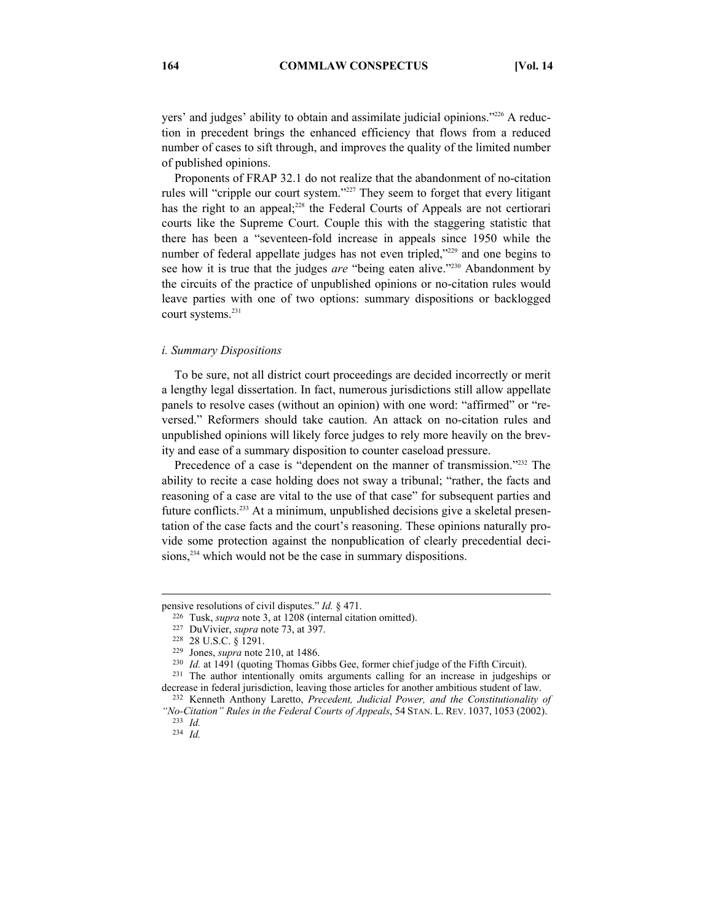yers' and judges' ability to obtain and assimilate judicial opinions."[226] A reduction in precedent brings the enhanced efficiency that flows from a reduced number of cases to sift through, and improves the quality of the limited number of published opinions.

Proponents of FRAP 32.1 do not realize that the abandonment of no-citation rules will "cripple our court system."[227] They seem to forget that every litigant has the right to an appeal;[228] the Federal Courts of Appeals are not certiorari courts like the Supreme Court. Couple this with the staggering statistic that there has been a "seventeen-fold increase in appeals since 1950 while the number of federal appellate judges has not even tripled,"[229] and one begins to see how it is true that the judges *are* "being eaten alive."[230] Abandonment by the circuits of the practice of unpublished opinions or no-citation rules would leave parties with one of two options: summary dispositions or backlogged court systems.[231]

*i. Summary Dispositions*

To be sure, not all district court proceedings are decided incorrectly or merit a lengthy legal dissertation. In fact, numerous jurisdictions still allow appellate panels to resolve cases (without an opinion) with one word: "affirmed" or "reversed." Reformers should take caution. An attack on no-citation rules and unpublished opinions will likely force judges to rely more heavily on the brevity and ease of a summary disposition to counter caseload pressure.

Precedence of a case is "dependent on the manner of transmission."[232] The ability to recite a case holding does not sway a tribunal; "rather, the facts and reasoning of a case are vital to the use of that case" for subsequent parties and future conflicts.[233] At a minimum, unpublished decisions give a skeletal presentation of the case facts and the court's reasoning. These opinions naturally provide some protection against the nonpublication of clearly precedential decisions,[234] which would not be the case in summary dispositions.

---

pensive resolutions of civil disputes." *Id.* § 471.

[226] Tusk, *supra* note 3, at 1208 (internal citation omitted).

[227] DuVivier, *supra* note 73, at 397.

[228] 28 U.S.C. § 1291.

[229] Jones, *supra* note 210, at 1486.

[230] *Id.* at 1491 (quoting Thomas Gibbs Gee, former chief judge of the Fifth Circuit).

[231] The author intentionally omits arguments calling for an increase in judgeships or decrease in federal jurisdiction, leaving those articles for another ambitious student of law.

[232] Kenneth Anthony Laretto, *Precedent, Judicial Power, and the Constitutionality of "No-Citation" Rules in the Federal Courts of Appeals*, 54 STAN. L. REV. 1037, 1053 (2002).

[233] *Id.*

[234] *Id.*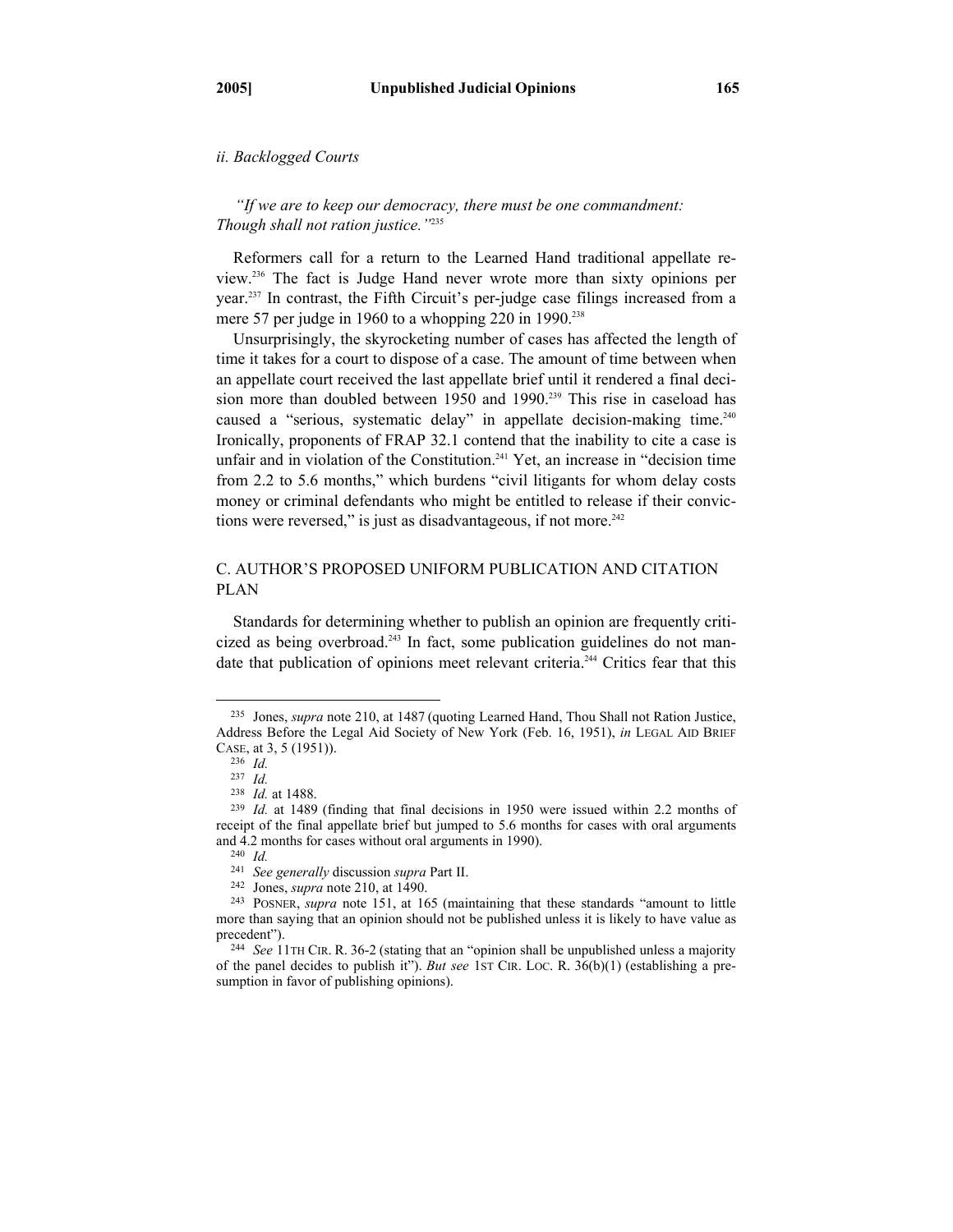### *ii. Backlogged Courts*

*"If we are to keep our democracy, there must be one commandment: Though shall not ration justice."*[235]

Reformers call for a return to the Learned Hand traditional appellate review.[236] The fact is Judge Hand never wrote more than sixty opinions per year.[237] In contrast, the Fifth Circuit's per-judge case filings increased from a mere 57 per judge in 1960 to a whopping 220 in 1990.[238]

Unsurprisingly, the skyrocketing number of cases has affected the length of time it takes for a court to dispose of a case. The amount of time between when an appellate court received the last appellate brief until it rendered a final decision more than doubled between 1950 and 1990.[239] This rise in caseload has caused a "serious, systematic delay" in appellate decision-making time.[240] Ironically, proponents of FRAP 32.1 contend that the inability to cite a case is unfair and in violation of the Constitution.[241] Yet, an increase in "decision time from 2.2 to 5.6 months," which burdens "civil litigants for whom delay costs money or criminal defendants who might be entitled to release if their convictions were reversed," is just as disadvantageous, if not more.[242]

## C. AUTHOR'S PROPOSED UNIFORM PUBLICATION AND CITATION PLAN

Standards for determining whether to publish an opinion are frequently criticized as being overbroad.[243] In fact, some publication guidelines do not mandate that publication of opinions meet relevant criteria.[244] Critics fear that this

---

[235] Jones, *supra* note 210, at 1487 (quoting Learned Hand, Thou Shall not Ration Justice, Address Before the Legal Aid Society of New York (Feb. 16, 1951), *in* LEGAL AID BRIEF CASE, at 3, 5 (1951)).

[236] *Id.*

[237] *Id.*

[238] *Id.* at 1488.

[239] *Id.* at 1489 (finding that final decisions in 1950 were issued within 2.2 months of receipt of the final appellate brief but jumped to 5.6 months for cases with oral arguments and 4.2 months for cases without oral arguments in 1990).

[240] *Id.*

[241] *See generally* discussion *supra* Part II.

[242] Jones, *supra* note 210, at 1490.

[243] POSNER, *supra* note 151, at 165 (maintaining that these standards "amount to little more than saying that an opinion should not be published unless it is likely to have value as precedent").

[244] *See* 11TH CIR. R. 36-2 (stating that an "opinion shall be unpublished unless a majority of the panel decides to publish it"). *But see* 1ST CIR. LOC. R. 36(b)(1) (establishing a presumption in favor of publishing opinions).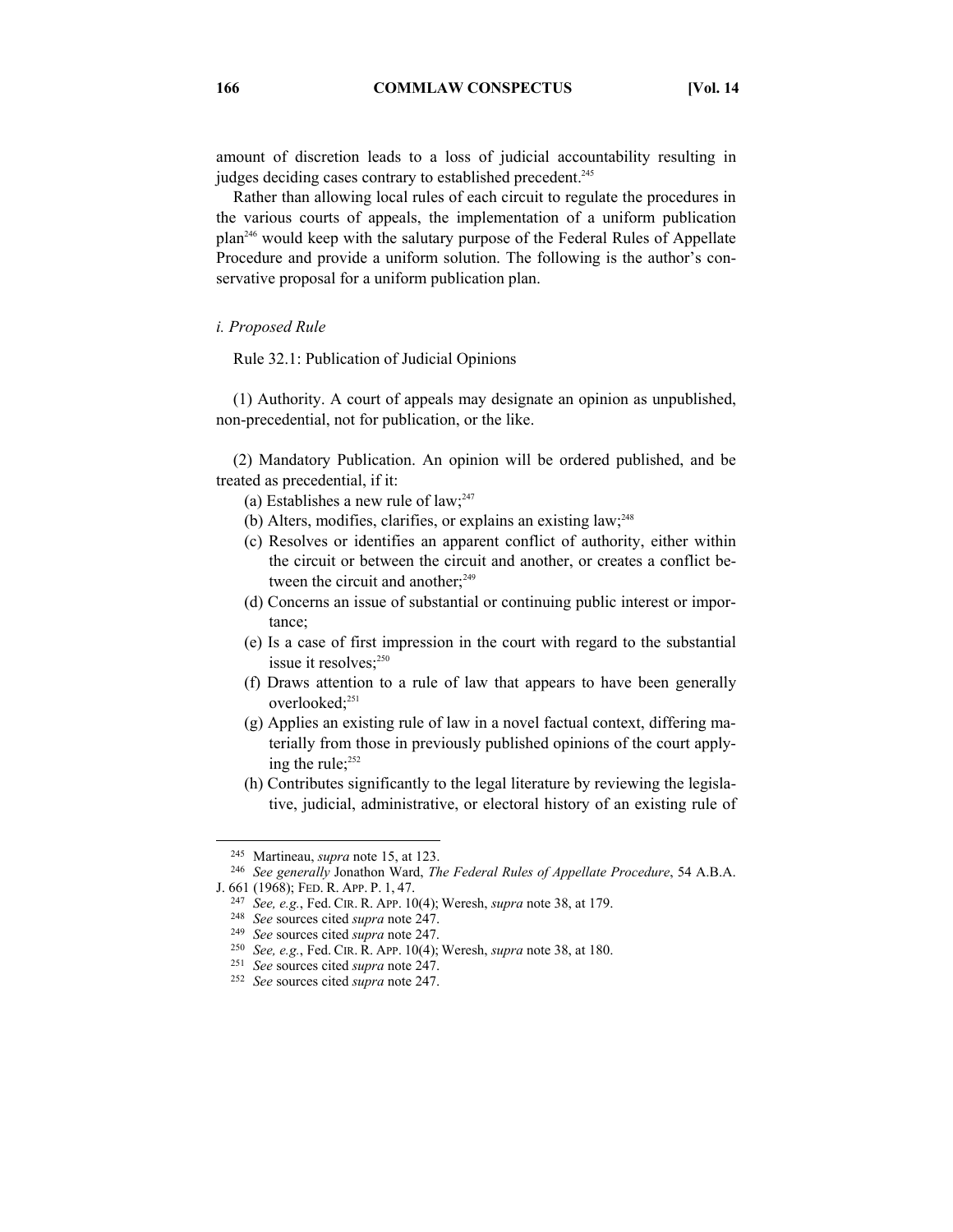amount of discretion leads to a loss of judicial accountability resulting in judges deciding cases contrary to established precedent.[245]

Rather than allowing local rules of each circuit to regulate the procedures in the various courts of appeals, the implementation of a uniform publication plan[246] would keep with the salutary purpose of the Federal Rules of Appellate Procedure and provide a uniform solution. The following is the author's conservative proposal for a uniform publication plan.

*i. Proposed Rule*

Rule 32.1: Publication of Judicial Opinions

(1) Authority. A court of appeals may designate an opinion as unpublished, non-precedential, not for publication, or the like.

(2) Mandatory Publication. An opinion will be ordered published, and be treated as precedential, if it:

- (a) Establishes a new rule of law;[247]
- (b) Alters, modifies, clarifies, or explains an existing law;[248]
- (c) Resolves or identifies an apparent conflict of authority, either within the circuit or between the circuit and another, or creates a conflict between the circuit and another;[249]
- (d) Concerns an issue of substantial or continuing public interest or importance;
- (e) Is a case of first impression in the court with regard to the substantial issue it resolves;[250]
- (f) Draws attention to a rule of law that appears to have been generally overlooked;[251]
- (g) Applies an existing rule of law in a novel factual context, differing materially from those in previously published opinions of the court applying the rule;[252]
- (h) Contributes significantly to the legal literature by reviewing the legislative, judicial, administrative, or electoral history of an existing rule of

---

[245] Martineau, *supra* note 15, at 123.

[246] *See generally* Jonathon Ward, *The Federal Rules of Appellate Procedure*, 54 A.B.A. J. 661 (1968); FED. R. APP. P. 1, 47.

[247] *See, e.g.*, Fed. CIR. R. APP. 10(4); Weresh, *supra* note 38, at 179.

[248] *See* sources cited *supra* note 247.

[249] *See* sources cited *supra* note 247.

[250] *See, e.g.*, Fed. CIR. R. APP. 10(4); Weresh, *supra* note 38, at 180.

[251] *See* sources cited *supra* note 247.

[252] *See* sources cited *supra* note 247.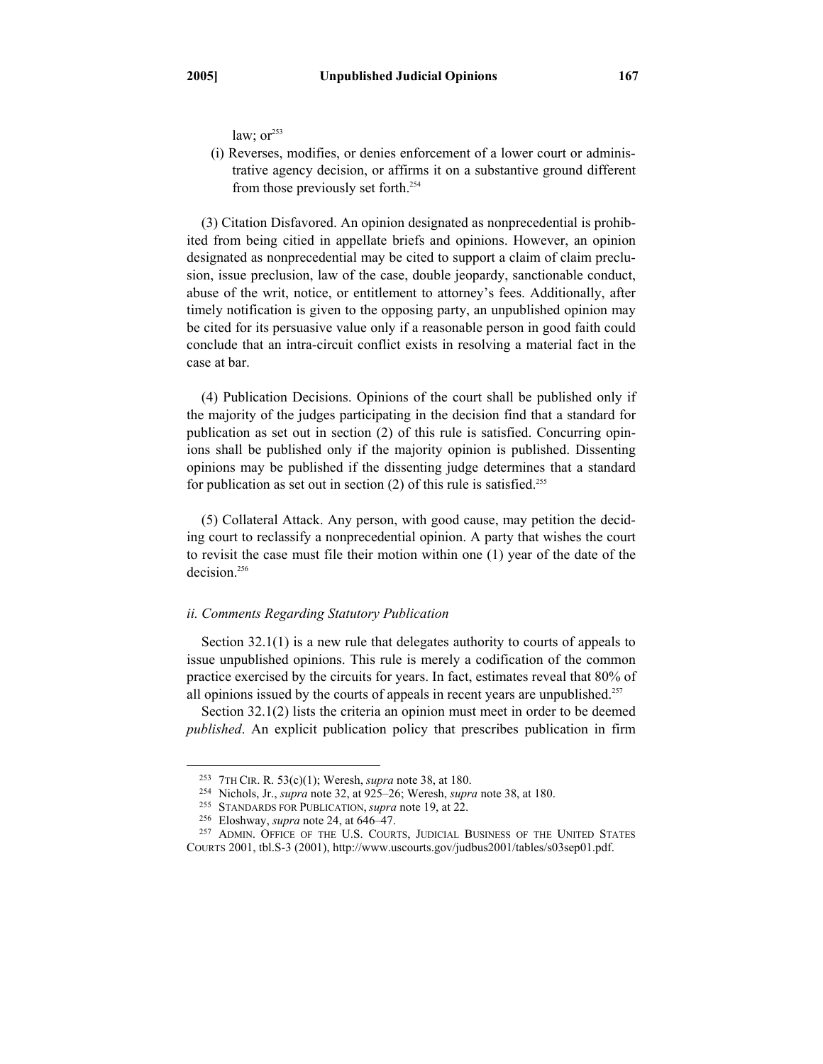law; or[253]

(i) Reverses, modifies, or denies enforcement of a lower court or administrative agency decision, or affirms it on a substantive ground different from those previously set forth.[254]

(3) Citation Disfavored. An opinion designated as nonprecedential is prohibited from being citied in appellate briefs and opinions. However, an opinion designated as nonprecedential may be cited to support a claim of claim preclusion, issue preclusion, law of the case, double jeopardy, sanctionable conduct, abuse of the writ, notice, or entitlement to attorney's fees. Additionally, after timely notification is given to the opposing party, an unpublished opinion may be cited for its persuasive value only if a reasonable person in good faith could conclude that an intra-circuit conflict exists in resolving a material fact in the case at bar.

(4) Publication Decisions. Opinions of the court shall be published only if the majority of the judges participating in the decision find that a standard for publication as set out in section (2) of this rule is satisfied. Concurring opinions shall be published only if the majority opinion is published. Dissenting opinions may be published if the dissenting judge determines that a standard for publication as set out in section (2) of this rule is satisfied.[255]

(5) Collateral Attack. Any person, with good cause, may petition the deciding court to reclassify a nonprecedential opinion. A party that wishes the court to revisit the case must file their motion within one (1) year of the date of the decision.[256]

*ii. Comments Regarding Statutory Publication*

Section 32.1(1) is a new rule that delegates authority to courts of appeals to issue unpublished opinions. This rule is merely a codification of the common practice exercised by the circuits for years. In fact, estimates reveal that 80% of all opinions issued by the courts of appeals in recent years are unpublished.[257]

Section 32.1(2) lists the criteria an opinion must meet in order to be deemed *published*. An explicit publication policy that prescribes publication in firm

---

[253] 7TH CIR. R. 53(c)(1); Weresh, *supra* note 38, at 180.

[254] Nichols, Jr., *supra* note 32, at 925–26; Weresh, *supra* note 38, at 180.

[255] STANDARDS FOR PUBLICATION, *supra* note 19, at 22.

[256] Eloshway, *supra* note 24, at 646–47.

[257] ADMIN. OFFICE OF THE U.S. COURTS, JUDICIAL BUSINESS OF THE UNITED STATES COURTS 2001, tbl.S-3 (2001), http://www.uscourts.gov/judbus2001/tables/s03sep01.pdf.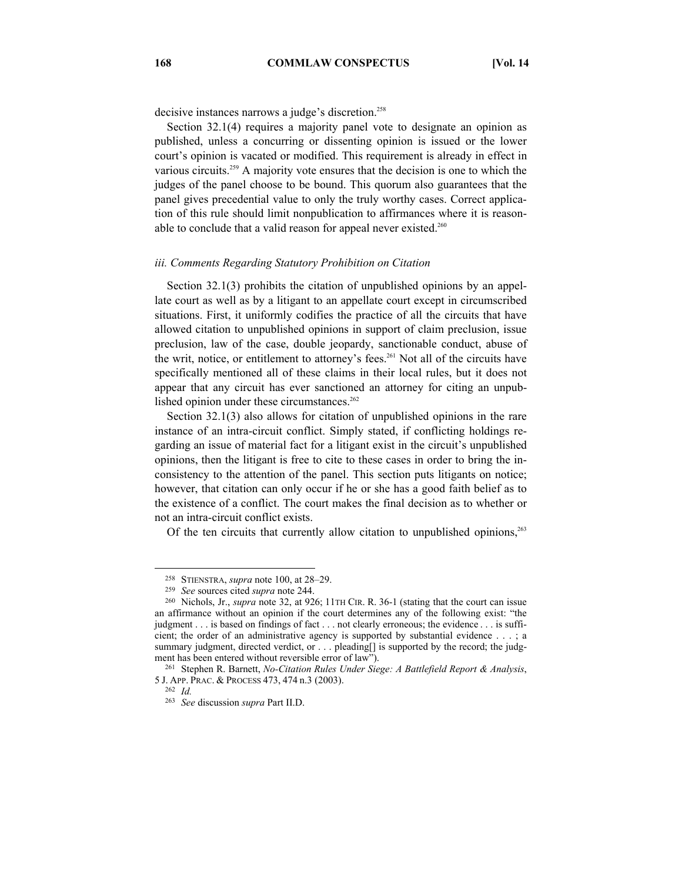decisive instances narrows a judge's discretion.[258]

Section 32.1(4) requires a majority panel vote to designate an opinion as published, unless a concurring or dissenting opinion is issued or the lower court's opinion is vacated or modified. This requirement is already in effect in various circuits.[259] A majority vote ensures that the decision is one to which the judges of the panel choose to be bound. This quorum also guarantees that the panel gives precedential value to only the truly worthy cases. Correct application of this rule should limit nonpublication to affirmances where it is reasonable to conclude that a valid reason for appeal never existed.[260]

### *iii. Comments Regarding Statutory Prohibition on Citation*

Section 32.1(3) prohibits the citation of unpublished opinions by an appellate court as well as by a litigant to an appellate court except in circumscribed situations. First, it uniformly codifies the practice of all the circuits that have allowed citation to unpublished opinions in support of claim preclusion, issue preclusion, law of the case, double jeopardy, sanctionable conduct, abuse of the writ, notice, or entitlement to attorney's fees.[261] Not all of the circuits have specifically mentioned all of these claims in their local rules, but it does not appear that any circuit has ever sanctioned an attorney for citing an unpublished opinion under these circumstances.[262]

Section 32.1(3) also allows for citation of unpublished opinions in the rare instance of an intra-circuit conflict. Simply stated, if conflicting holdings regarding an issue of material fact for a litigant exist in the circuit's unpublished opinions, then the litigant is free to cite to these cases in order to bring the inconsistency to the attention of the panel. This section puts litigants on notice; however, that citation can only occur if he or she has a good faith belief as to the existence of a conflict. The court makes the final decision as to whether or not an intra-circuit conflict exists.

Of the ten circuits that currently allow citation to unpublished opinions,[263]

---

[258] STIENSTRA, *supra* note 100, at 28–29.

[259] *See* sources cited *supra* note 244.

[260] Nichols, Jr., *supra* note 32, at 926; 11TH CIR. R. 36-1 (stating that the court can issue an affirmance without an opinion if the court determines any of the following exist: "the judgment . . . is based on findings of fact . . . not clearly erroneous; the evidence . . . is sufficient; the order of an administrative agency is supported by substantial evidence . . . ; a summary judgment, directed verdict, or . . . pleading[] is supported by the record; the judgment has been entered without reversible error of law").

[261] Stephen R. Barnett, *No-Citation Rules Under Siege: A Battlefield Report & Analysis*, 5 J. APP. PRAC. & PROCESS 473, 474 n.3 (2003).

[262] *Id.*

[263] *See* discussion *supra* Part II.D.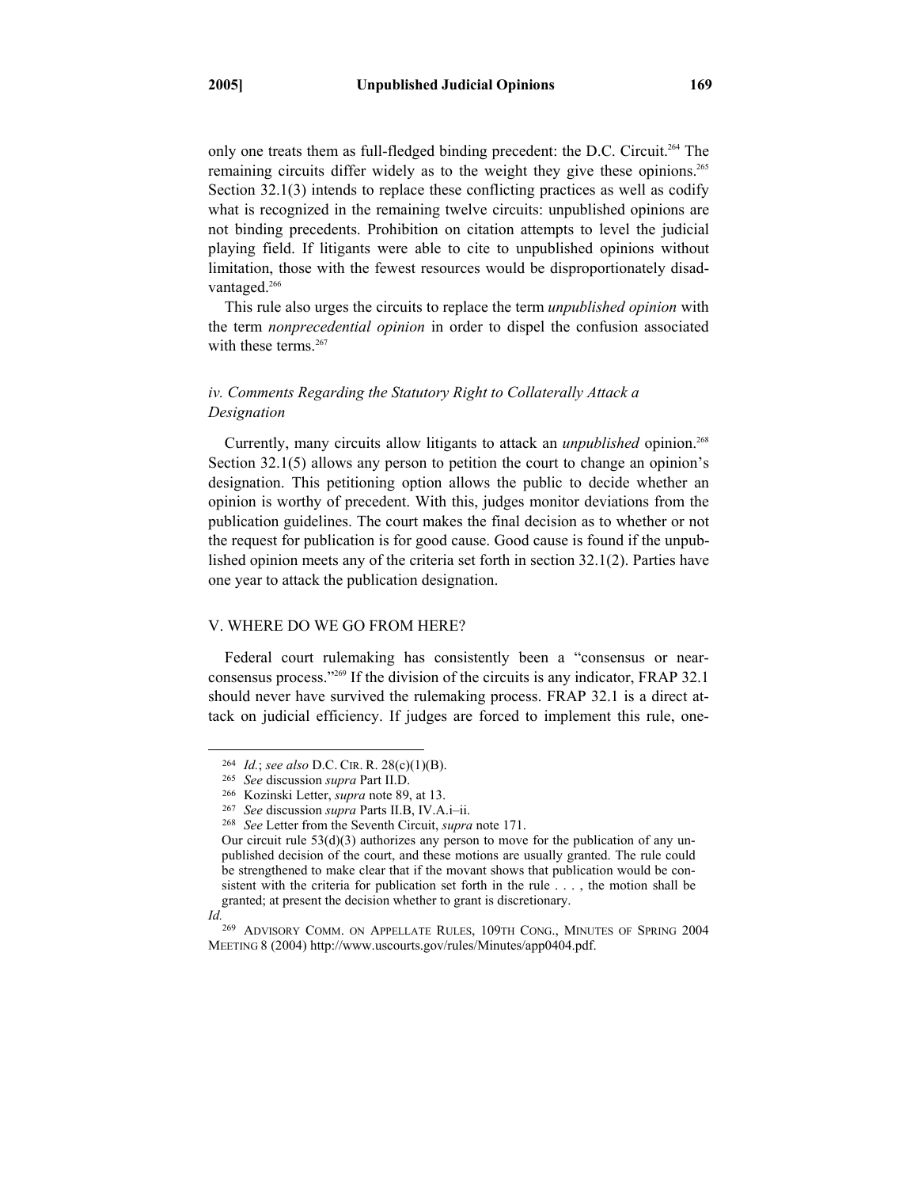only one treats them as full-fledged binding precedent: the D.C. Circuit.[264] The remaining circuits differ widely as to the weight they give these opinions.[265] Section 32.1(3) intends to replace these conflicting practices as well as codify what is recognized in the remaining twelve circuits: unpublished opinions are not binding precedents. Prohibition on citation attempts to level the judicial playing field. If litigants were able to cite to unpublished opinions without limitation, those with the fewest resources would be disproportionately disadvantaged.[266]

This rule also urges the circuits to replace the term *unpublished opinion* with the term *nonprecedential opinion* in order to dispel the confusion associated with these terms.[267]

### *iv. Comments Regarding the Statutory Right to Collaterally Attack a Designation*

Currently, many circuits allow litigants to attack an *unpublished* opinion.[268] Section 32.1(5) allows any person to petition the court to change an opinion's designation. This petitioning option allows the public to decide whether an opinion is worthy of precedent. With this, judges monitor deviations from the publication guidelines. The court makes the final decision as to whether or not the request for publication is for good cause. Good cause is found if the unpublished opinion meets any of the criteria set forth in section 32.1(2). Parties have one year to attack the publication designation.

## V. WHERE DO WE GO FROM HERE?

Federal court rulemaking has consistently been a "consensus or near-consensus process."[269] If the division of the circuits is any indicator, FRAP 32.1 should never have survived the rulemaking process. FRAP 32.1 is a direct attack on judicial efficiency. If judges are forced to implement this rule, one-

---

[264] *Id.*; *see also* D.C. CIR. R. 28(c)(1)(B).

[265] *See* discussion *supra* Part II.D.

[266] Kozinski Letter, *supra* note 89, at 13.

[267] *See* discussion *supra* Parts II.B, IV.A.i–ii.

[268] *See* Letter from the Seventh Circuit, *supra* note 171.

> Our circuit rule 53(d)(3) authorizes any person to move for the publication of any unpublished decision of the court, and these motions are usually granted. The rule could be strengthened to make clear that if the movant shows that publication would be consistent with the criteria for publication set forth in the rule . . . , the motion shall be granted; at present the decision whether to grant is discretionary.

*Id.*

[269] ADVISORY COMM. ON APPELLATE RULES, 109TH CONG., MINUTES OF SPRING 2004 MEETING 8 (2004) http://www.uscourts.gov/rules/Minutes/app0404.pdf.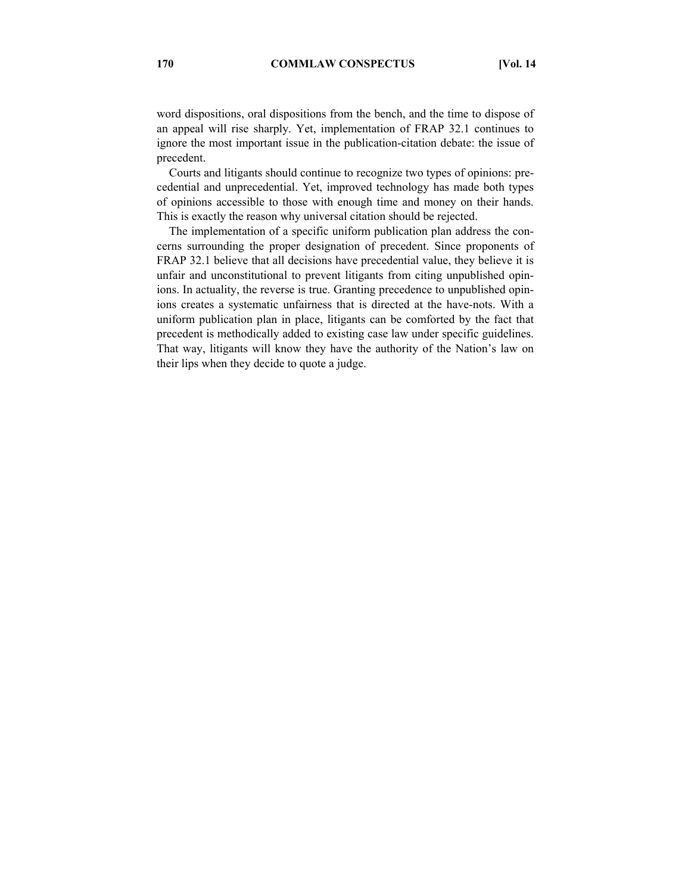word dispositions, oral dispositions from the bench, and the time to dispose of an appeal will rise sharply. Yet, implementation of FRAP 32.1 continues to ignore the most important issue in the publication-citation debate: the issue of precedent.

Courts and litigants should continue to recognize two types of opinions: precedential and unprecedential. Yet, improved technology has made both types of opinions accessible to those with enough time and money on their hands. This is exactly the reason why universal citation should be rejected.

The implementation of a specific uniform publication plan address the concerns surrounding the proper designation of precedent. Since proponents of FRAP 32.1 believe that all decisions have precedential value, they believe it is unfair and unconstitutional to prevent litigants from citing unpublished opinions. In actuality, the reverse is true. Granting precedence to unpublished opinions creates a systematic unfairness that is directed at the have-nots. With a uniform publication plan in place, litigants can be comforted by the fact that precedent is methodically added to existing case law under specific guidelines. That way, litigants will know they have the authority of the Nation's law on their lips when they decide to quote a judge.